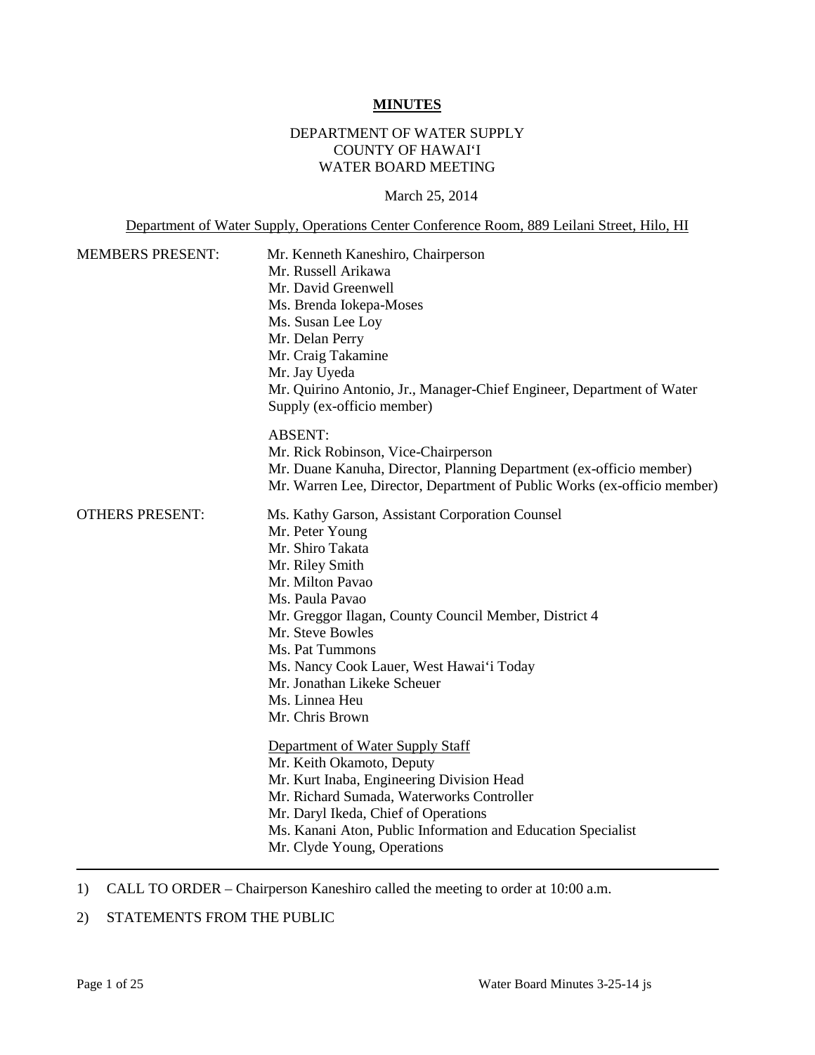**MINUTES**

DEPARTMENT OF WATER SUPPLY
COUNTY OF HAWAIʻI
WATER BOARD MEETING

March 25, 2014

Department of Water Supply, Operations Center Conference Room, 889 Leilani Street, Hilo, HI

MEMBERS PRESENT:

Mr. Kenneth Kaneshiro, Chairperson
Mr. Russell Arikawa
Mr. David Greenwell
Ms. Brenda Iokepa-Moses
Ms. Susan Lee Loy
Mr. Delan Perry
Mr. Craig Takamine
Mr. Jay Uyeda
Mr. Quirino Antonio, Jr., Manager-Chief Engineer, Department of Water Supply (ex-officio member)

ABSENT:
Mr. Rick Robinson, Vice-Chairperson
Mr. Duane Kanuha, Director, Planning Department (ex-officio member)
Mr. Warren Lee, Director, Department of Public Works (ex-officio member)

OTHERS PRESENT:

Ms. Kathy Garson, Assistant Corporation Counsel
Mr. Peter Young
Mr. Shiro Takata
Mr. Riley Smith
Mr. Milton Pavao
Ms. Paula Pavao
Mr. Greggor Ilagan, County Council Member, District 4
Mr. Steve Bowles
Ms. Pat Tummons
Ms. Nancy Cook Lauer, West Hawaiʻi Today
Mr. Jonathan Likeke Scheuer
Ms. Linnea Heu
Mr. Chris Brown

Department of Water Supply Staff
Mr. Keith Okamoto, Deputy
Mr. Kurt Inaba, Engineering Division Head
Mr. Richard Sumada, Waterworks Controller
Mr. Daryl Ikeda, Chief of Operations
Ms. Kanani Aton, Public Information and Education Specialist
Mr. Clyde Young, Operations

---

1) CALL TO ORDER – Chairperson Kaneshiro called the meeting to order at 10:00 a.m.

2) STATEMENTS FROM THE PUBLIC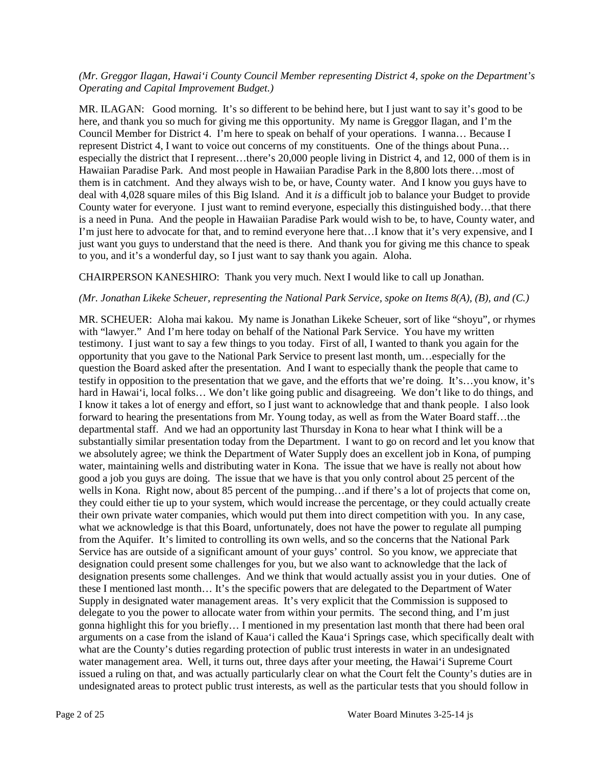*(Mr. Greggor Ilagan, Hawai'i County Council Member representing District 4, spoke on the Department's Operating and Capital Improvement Budget.)*

MR. ILAGAN: Good morning. It's so different to be behind here, but I just want to say it's good to be here, and thank you so much for giving me this opportunity. My name is Greggor Ilagan, and I'm the Council Member for District 4. I'm here to speak on behalf of your operations. I wanna… Because I represent District 4, I want to voice out concerns of my constituents. One of the things about Puna… especially the district that I represent…there's 20,000 people living in District 4, and 12, 000 of them is in Hawaiian Paradise Park. And most people in Hawaiian Paradise Park in the 8,800 lots there…most of them is in catchment. And they always wish to be, or have, County water. And I know you guys have to deal with 4,028 square miles of this Big Island. And it *is* a difficult job to balance your Budget to provide County water for everyone. I just want to remind everyone, especially this distinguished body…that there is a need in Puna. And the people in Hawaiian Paradise Park would wish to be, to have, County water, and I'm just here to advocate for that, and to remind everyone here that…I know that it's very expensive, and I just want you guys to understand that the need is there. And thank you for giving me this chance to speak to you, and it's a wonderful day, so I just want to say thank you again. Aloha.

CHAIRPERSON KANESHIRO: Thank you very much. Next I would like to call up Jonathan.

*(Mr. Jonathan Likeke Scheuer, representing the National Park Service, spoke on Items 8(A), (B), and (C.)*

MR. SCHEUER: Aloha mai kakou. My name is Jonathan Likeke Scheuer, sort of like "shoyu", or rhymes with "lawyer." And I'm here today on behalf of the National Park Service. You have my written testimony. I just want to say a few things to you today. First of all, I wanted to thank you again for the opportunity that you gave to the National Park Service to present last month, um…especially for the question the Board asked after the presentation. And I want to especially thank the people that came to testify in opposition to the presentation that we gave, and the efforts that we're doing. It's…you know, it's hard in Hawai'i, local folks… We don't like going public and disagreeing. We don't like to do things, and I know it takes a lot of energy and effort, so I just want to acknowledge that and thank people. I also look forward to hearing the presentations from Mr. Young today, as well as from the Water Board staff…the departmental staff. And we had an opportunity last Thursday in Kona to hear what I think will be a substantially similar presentation today from the Department. I want to go on record and let you know that we absolutely agree; we think the Department of Water Supply does an excellent job in Kona, of pumping water, maintaining wells and distributing water in Kona. The issue that we have is really not about how good a job you guys are doing. The issue that we have is that you only control about 25 percent of the wells in Kona. Right now, about 85 percent of the pumping…and if there's a lot of projects that come on, they could either tie up to your system, which would increase the percentage, or they could actually create their own private water companies, which would put them into direct competition with you. In any case, what we acknowledge is that this Board, unfortunately, does not have the power to regulate all pumping from the Aquifer. It's limited to controlling its own wells, and so the concerns that the National Park Service has are outside of a significant amount of your guys' control. So you know, we appreciate that designation could present some challenges for you, but we also want to acknowledge that the lack of designation presents some challenges. And we think that would actually assist you in your duties. One of these I mentioned last month… It's the specific powers that are delegated to the Department of Water Supply in designated water management areas. It's very explicit that the Commission is supposed to delegate to you the power to allocate water from within your permits. The second thing, and I'm just gonna highlight this for you briefly… I mentioned in my presentation last month that there had been oral arguments on a case from the island of Kaua'i called the Kaua'i Springs case, which specifically dealt with what are the County's duties regarding protection of public trust interests in water in an undesignated water management area. Well, it turns out, three days after your meeting, the Hawai'i Supreme Court issued a ruling on that, and was actually particularly clear on what the Court felt the County's duties are in undesignated areas to protect public trust interests, as well as the particular tests that you should follow in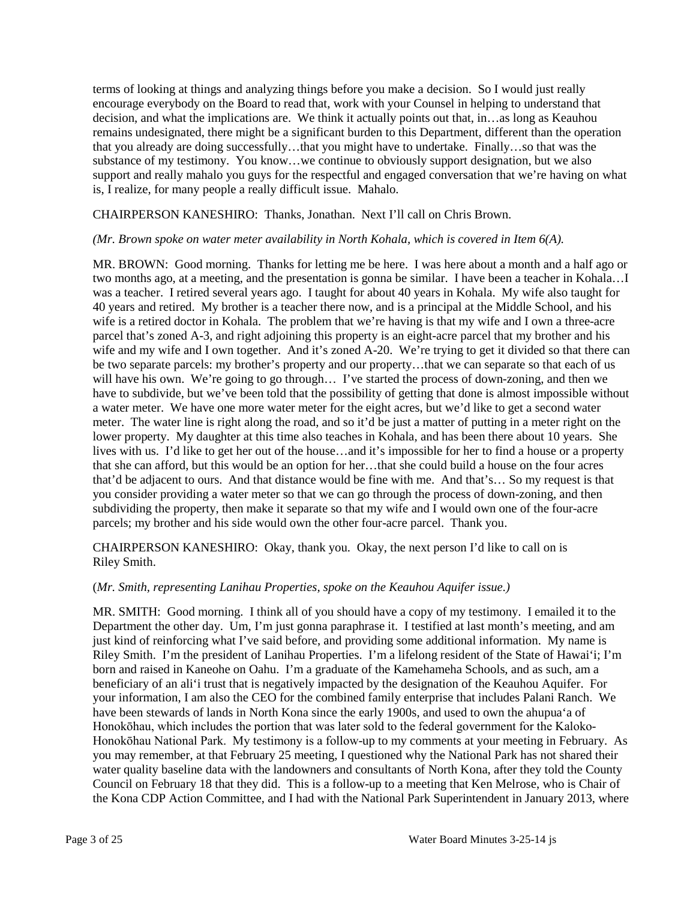terms of looking at things and analyzing things before you make a decision. So I would just really encourage everybody on the Board to read that, work with your Counsel in helping to understand that decision, and what the implications are. We think it actually points out that, in…as long as Keauhou remains undesignated, there might be a significant burden to this Department, different than the operation that you already are doing successfully…that you might have to undertake. Finally…so that was the substance of my testimony. You know…we continue to obviously support designation, but we also support and really mahalo you guys for the respectful and engaged conversation that we're having on what is, I realize, for many people a really difficult issue. Mahalo.

CHAIRPERSON KANESHIRO: Thanks, Jonathan. Next I'll call on Chris Brown.

*(Mr. Brown spoke on water meter availability in North Kohala, which is covered in Item 6(A).*

MR. BROWN: Good morning. Thanks for letting me be here. I was here about a month and a half ago or two months ago, at a meeting, and the presentation is gonna be similar. I have been a teacher in Kohala…I was a teacher. I retired several years ago. I taught for about 40 years in Kohala. My wife also taught for 40 years and retired. My brother is a teacher there now, and is a principal at the Middle School, and his wife is a retired doctor in Kohala. The problem that we're having is that my wife and I own a three-acre parcel that's zoned A-3, and right adjoining this property is an eight-acre parcel that my brother and his wife and my wife and I own together. And it's zoned A-20. We're trying to get it divided so that there can be two separate parcels: my brother's property and our property…that we can separate so that each of us will have his own. We're going to go through… I've started the process of down-zoning, and then we have to subdivide, but we've been told that the possibility of getting that done is almost impossible without a water meter. We have one more water meter for the eight acres, but we'd like to get a second water meter. The water line is right along the road, and so it'd be just a matter of putting in a meter right on the lower property. My daughter at this time also teaches in Kohala, and has been there about 10 years. She lives with us. I'd like to get her out of the house…and it's impossible for her to find a house or a property that she can afford, but this would be an option for her…that she could build a house on the four acres that'd be adjacent to ours. And that distance would be fine with me. And that's… So my request is that you consider providing a water meter so that we can go through the process of down-zoning, and then subdividing the property, then make it separate so that my wife and I would own one of the four-acre parcels; my brother and his side would own the other four-acre parcel. Thank you.

CHAIRPERSON KANESHIRO: Okay, thank you. Okay, the next person I'd like to call on is Riley Smith.

(*Mr. Smith, representing Lanihau Properties, spoke on the Keauhou Aquifer issue.)*

MR. SMITH: Good morning. I think all of you should have a copy of my testimony. I emailed it to the Department the other day. Um, I'm just gonna paraphrase it. I testified at last month's meeting, and am just kind of reinforcing what I've said before, and providing some additional information. My name is Riley Smith. I'm the president of Lanihau Properties. I'm a lifelong resident of the State of Hawai'i; I'm born and raised in Kaneohe on Oahu. I'm a graduate of the Kamehameha Schools, and as such, am a beneficiary of an ali'i trust that is negatively impacted by the designation of the Keauhou Aquifer. For your information, I am also the CEO for the combined family enterprise that includes Palani Ranch. We have been stewards of lands in North Kona since the early 1900s, and used to own the ahupua'a of Honokōhau, which includes the portion that was later sold to the federal government for the Kaloko-Honokōhau National Park. My testimony is a follow-up to my comments at your meeting in February. As you may remember, at that February 25 meeting, I questioned why the National Park has not shared their water quality baseline data with the landowners and consultants of North Kona, after they told the County Council on February 18 that they did. This is a follow-up to a meeting that Ken Melrose, who is Chair of the Kona CDP Action Committee, and I had with the National Park Superintendent in January 2013, where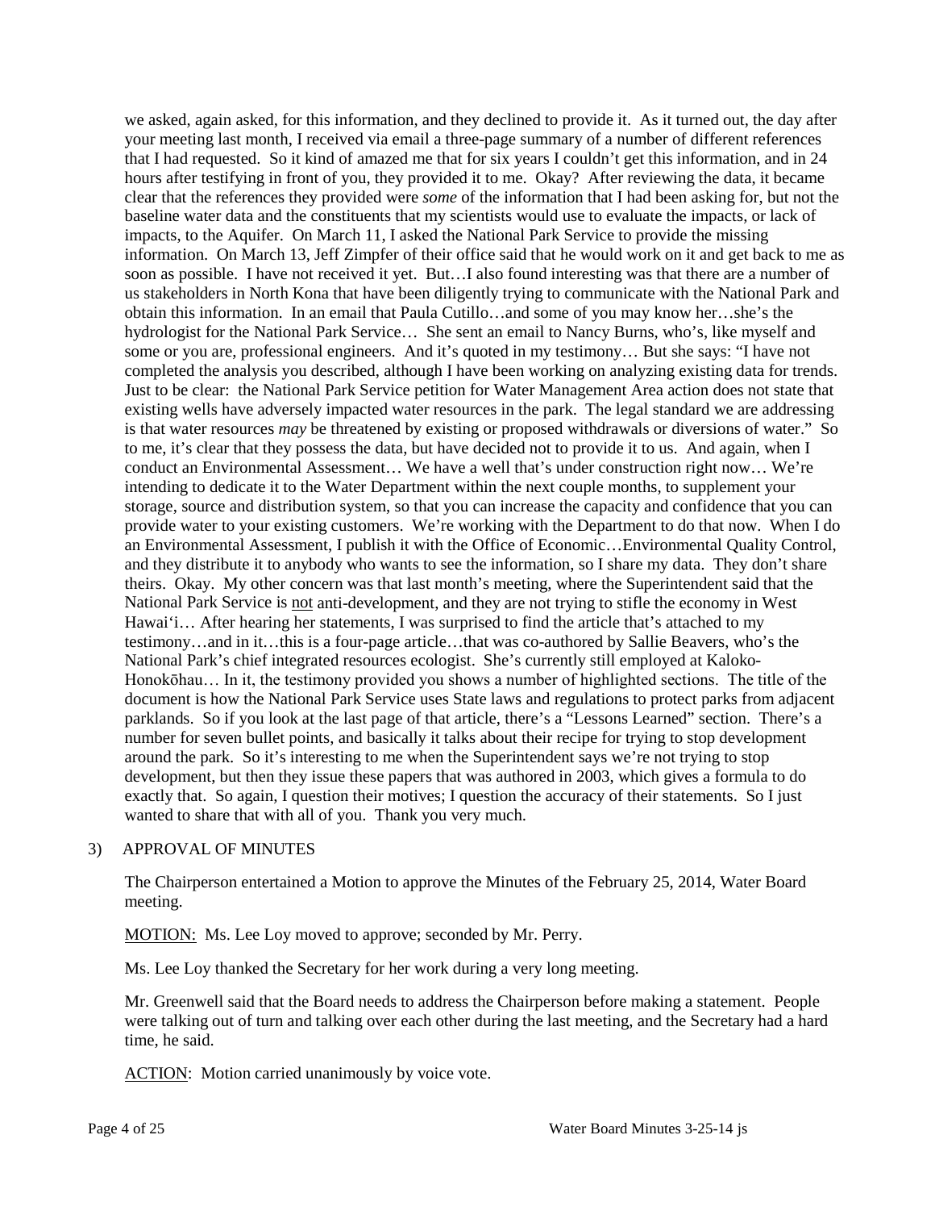we asked, again asked, for this information, and they declined to provide it. As it turned out, the day after your meeting last month, I received via email a three-page summary of a number of different references that I had requested. So it kind of amazed me that for six years I couldn't get this information, and in 24 hours after testifying in front of you, they provided it to me. Okay? After reviewing the data, it became clear that the references they provided were *some* of the information that I had been asking for, but not the baseline water data and the constituents that my scientists would use to evaluate the impacts, or lack of impacts, to the Aquifer. On March 11, I asked the National Park Service to provide the missing information. On March 13, Jeff Zimpfer of their office said that he would work on it and get back to me as soon as possible. I have not received it yet. But…I also found interesting was that there are a number of us stakeholders in North Kona that have been diligently trying to communicate with the National Park and obtain this information. In an email that Paula Cutillo…and some of you may know her…she's the hydrologist for the National Park Service… She sent an email to Nancy Burns, who's, like myself and some or you are, professional engineers. And it's quoted in my testimony… But she says: "I have not completed the analysis you described, although I have been working on analyzing existing data for trends. Just to be clear: the National Park Service petition for Water Management Area action does not state that existing wells have adversely impacted water resources in the park. The legal standard we are addressing is that water resources *may* be threatened by existing or proposed withdrawals or diversions of water." So to me, it's clear that they possess the data, but have decided not to provide it to us. And again, when I conduct an Environmental Assessment… We have a well that's under construction right now… We're intending to dedicate it to the Water Department within the next couple months, to supplement your storage, source and distribution system, so that you can increase the capacity and confidence that you can provide water to your existing customers. We're working with the Department to do that now. When I do an Environmental Assessment, I publish it with the Office of Economic…Environmental Quality Control, and they distribute it to anybody who wants to see the information, so I share my data. They don't share theirs. Okay. My other concern was that last month's meeting, where the Superintendent said that the National Park Service is <u>not</u> anti-development, and they are not trying to stifle the economy in West Hawai'i… After hearing her statements, I was surprised to find the article that's attached to my testimony…and in it…this is a four-page article…that was co-authored by Sallie Beavers, who's the National Park's chief integrated resources ecologist. She's currently still employed at Kaloko-Honokōhau… In it, the testimony provided you shows a number of highlighted sections. The title of the document is how the National Park Service uses State laws and regulations to protect parks from adjacent parklands. So if you look at the last page of that article, there's a "Lessons Learned" section. There's a number for seven bullet points, and basically it talks about their recipe for trying to stop development around the park. So it's interesting to me when the Superintendent says we're not trying to stop development, but then they issue these papers that was authored in 2003, which gives a formula to do exactly that. So again, I question their motives; I question the accuracy of their statements. So I just wanted to share that with all of you. Thank you very much.

3) APPROVAL OF MINUTES

The Chairperson entertained a Motion to approve the Minutes of the February 25, 2014, Water Board meeting.

<u>MOTION:</u> Ms. Lee Loy moved to approve; seconded by Mr. Perry.

Ms. Lee Loy thanked the Secretary for her work during a very long meeting.

Mr. Greenwell said that the Board needs to address the Chairperson before making a statement. People were talking out of turn and talking over each other during the last meeting, and the Secretary had a hard time, he said.

<u>ACTION</u>: Motion carried unanimously by voice vote.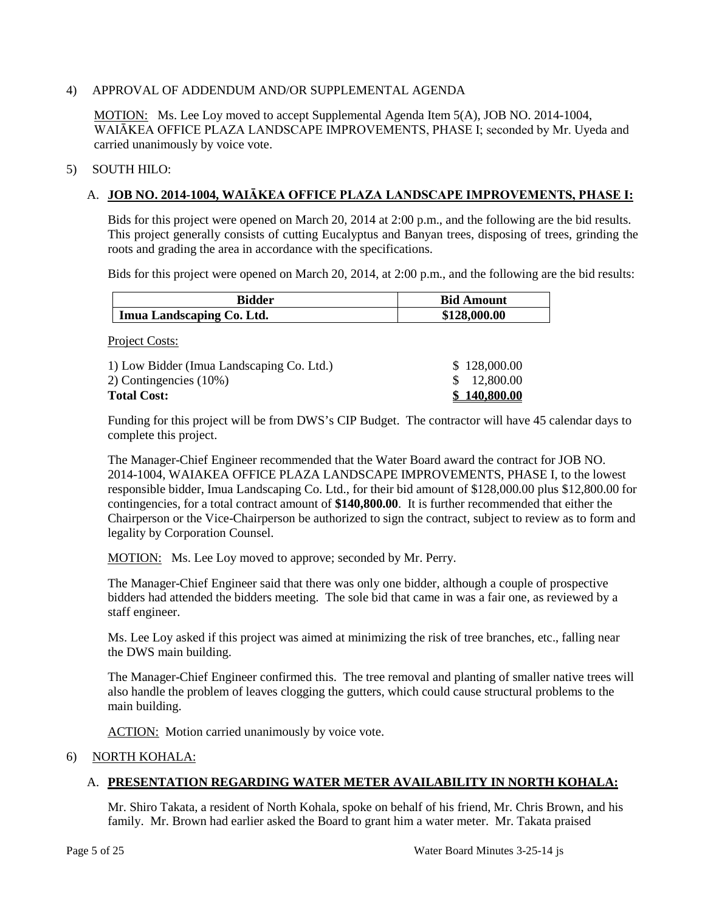4) APPROVAL OF ADDENDUM AND/OR SUPPLEMENTAL AGENDA

<u>MOTION:</u> Ms. Lee Loy moved to accept Supplemental Agenda Item 5(A), JOB NO. 2014-1004, WAIĀKEA OFFICE PLAZA LANDSCAPE IMPROVEMENTS, PHASE I; seconded by Mr. Uyeda and carried unanimously by voice vote.

5) SOUTH HILO:

A. **<u>JOB NO. 2014-1004, WAIĀKEA OFFICE PLAZA LANDSCAPE IMPROVEMENTS, PHASE I:</u>**

Bids for this project were opened on March 20, 2014 at 2:00 p.m., and the following are the bid results. This project generally consists of cutting Eucalyptus and Banyan trees, disposing of trees, grinding the roots and grading the area in accordance with the specifications.

Bids for this project were opened on March 20, 2014, at 2:00 p.m., and the following are the bid results:

| Bidder | Bid Amount |
|---|---|
| **Imua Landscaping Co. Ltd.** | **$128,000.00** |

<u>Project Costs:</u>

| | |
|---|---|
| 1) Low Bidder (Imua Landscaping Co. Ltd.) | $ 128,000.00 |
| 2) Contingencies (10%) | $ 12,800.00 |
| **Total Cost:** | **<u>$ 140,800.00</u>** |

Funding for this project will be from DWS's CIP Budget. The contractor will have 45 calendar days to complete this project.

The Manager-Chief Engineer recommended that the Water Board award the contract for JOB NO. 2014-1004, WAIAKEA OFFICE PLAZA LANDSCAPE IMPROVEMENTS, PHASE I, to the lowest responsible bidder, Imua Landscaping Co. Ltd., for their bid amount of $128,000.00 plus $12,800.00 for contingencies, for a total contract amount of **$140,800.00**. It is further recommended that either the Chairperson or the Vice-Chairperson be authorized to sign the contract, subject to review as to form and legality by Corporation Counsel.

<u>MOTION:</u> Ms. Lee Loy moved to approve; seconded by Mr. Perry.

The Manager-Chief Engineer said that there was only one bidder, although a couple of prospective bidders had attended the bidders meeting. The sole bid that came in was a fair one, as reviewed by a staff engineer.

Ms. Lee Loy asked if this project was aimed at minimizing the risk of tree branches, etc., falling near the DWS main building.

The Manager-Chief Engineer confirmed this. The tree removal and planting of smaller native trees will also handle the problem of leaves clogging the gutters, which could cause structural problems to the main building.

<u>ACTION:</u> Motion carried unanimously by voice vote.

6) <u>NORTH KOHALA:</u>

A. **<u>PRESENTATION REGARDING WATER METER AVAILABILITY IN NORTH KOHALA:</u>**

Mr. Shiro Takata, a resident of North Kohala, spoke on behalf of his friend, Mr. Chris Brown, and his family. Mr. Brown had earlier asked the Board to grant him a water meter. Mr. Takata praised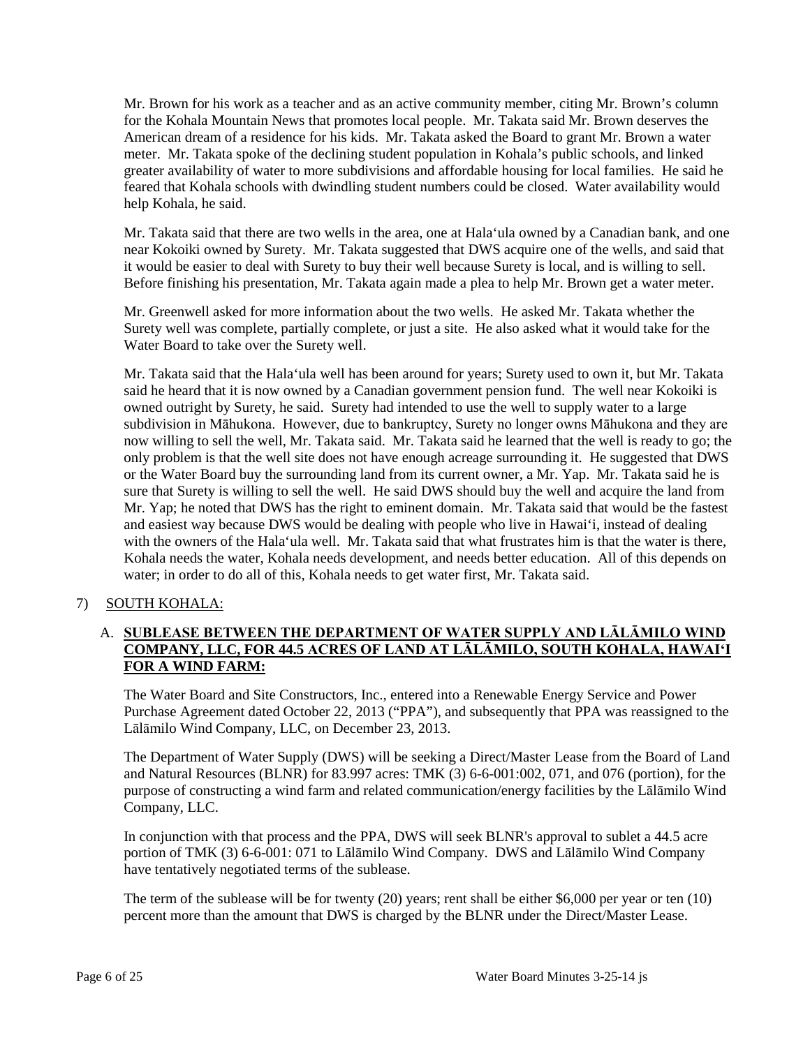Mr. Brown for his work as a teacher and as an active community member, citing Mr. Brown's column for the Kohala Mountain News that promotes local people. Mr. Takata said Mr. Brown deserves the American dream of a residence for his kids. Mr. Takata asked the Board to grant Mr. Brown a water meter. Mr. Takata spoke of the declining student population in Kohala's public schools, and linked greater availability of water to more subdivisions and affordable housing for local families. He said he feared that Kohala schools with dwindling student numbers could be closed. Water availability would help Kohala, he said.

Mr. Takata said that there are two wells in the area, one at Hala'ula owned by a Canadian bank, and one near Kokoiki owned by Surety. Mr. Takata suggested that DWS acquire one of the wells, and said that it would be easier to deal with Surety to buy their well because Surety is local, and is willing to sell. Before finishing his presentation, Mr. Takata again made a plea to help Mr. Brown get a water meter.

Mr. Greenwell asked for more information about the two wells. He asked Mr. Takata whether the Surety well was complete, partially complete, or just a site. He also asked what it would take for the Water Board to take over the Surety well.

Mr. Takata said that the Hala'ula well has been around for years; Surety used to own it, but Mr. Takata said he heard that it is now owned by a Canadian government pension fund. The well near Kokoiki is owned outright by Surety, he said. Surety had intended to use the well to supply water to a large subdivision in Māhukona. However, due to bankruptcy, Surety no longer owns Māhukona and they are now willing to sell the well, Mr. Takata said. Mr. Takata said he learned that the well is ready to go; the only problem is that the well site does not have enough acreage surrounding it. He suggested that DWS or the Water Board buy the surrounding land from its current owner, a Mr. Yap. Mr. Takata said he is sure that Surety is willing to sell the well. He said DWS should buy the well and acquire the land from Mr. Yap; he noted that DWS has the right to eminent domain. Mr. Takata said that would be the fastest and easiest way because DWS would be dealing with people who live in Hawai'i, instead of dealing with the owners of the Hala'ula well. Mr. Takata said that what frustrates him is that the water is there, Kohala needs the water, Kohala needs development, and needs better education. All of this depends on water; in order to do all of this, Kohala needs to get water first, Mr. Takata said.

7) SOUTH KOHALA:

A. **SUBLEASE BETWEEN THE DEPARTMENT OF WATER SUPPLY AND LĀLĀMILO WIND COMPANY, LLC, FOR 44.5 ACRES OF LAND AT LĀLĀMILO, SOUTH KOHALA, HAWAI'I FOR A WIND FARM:**

The Water Board and Site Constructors, Inc., entered into a Renewable Energy Service and Power Purchase Agreement dated October 22, 2013 ("PPA"), and subsequently that PPA was reassigned to the Lālāmilo Wind Company, LLC, on December 23, 2013.

The Department of Water Supply (DWS) will be seeking a Direct/Master Lease from the Board of Land and Natural Resources (BLNR) for 83.997 acres: TMK (3) 6-6-001:002, 071, and 076 (portion), for the purpose of constructing a wind farm and related communication/energy facilities by the Lālāmilo Wind Company, LLC.

In conjunction with that process and the PPA, DWS will seek BLNR's approval to sublet a 44.5 acre portion of TMK (3) 6-6-001: 071 to Lālāmilo Wind Company. DWS and Lālāmilo Wind Company have tentatively negotiated terms of the sublease.

The term of the sublease will be for twenty (20) years; rent shall be either \$6,000 per year or ten (10) percent more than the amount that DWS is charged by the BLNR under the Direct/Master Lease.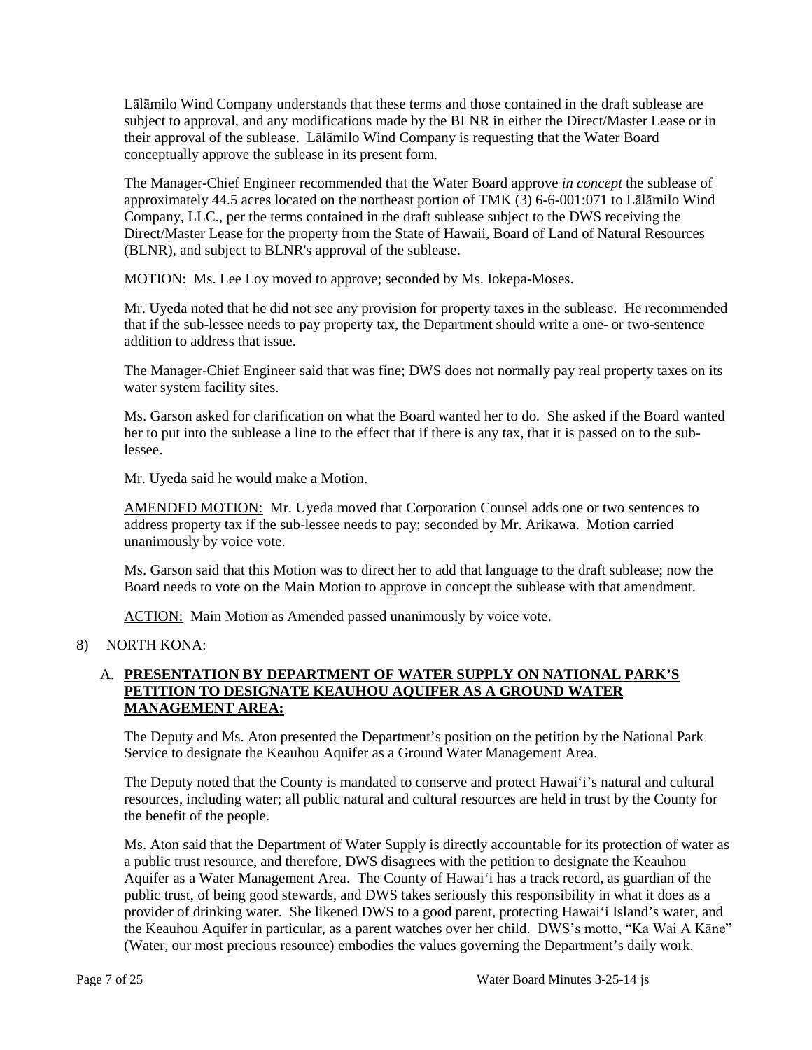Lālāmilo Wind Company understands that these terms and those contained in the draft sublease are subject to approval, and any modifications made by the BLNR in either the Direct/Master Lease or in their approval of the sublease. Lālāmilo Wind Company is requesting that the Water Board conceptually approve the sublease in its present form.

The Manager-Chief Engineer recommended that the Water Board approve *in concept* the sublease of approximately 44.5 acres located on the northeast portion of TMK (3) 6-6-001:071 to Lālāmilo Wind Company, LLC., per the terms contained in the draft sublease subject to the DWS receiving the Direct/Master Lease for the property from the State of Hawaii, Board of Land of Natural Resources (BLNR), and subject to BLNR's approval of the sublease.

<u>MOTION:</u> Ms. Lee Loy moved to approve; seconded by Ms. Iokepa-Moses.

Mr. Uyeda noted that he did not see any provision for property taxes in the sublease. He recommended that if the sub-lessee needs to pay property tax, the Department should write a one- or two-sentence addition to address that issue.

The Manager-Chief Engineer said that was fine; DWS does not normally pay real property taxes on its water system facility sites.

Ms. Garson asked for clarification on what the Board wanted her to do. She asked if the Board wanted her to put into the sublease a line to the effect that if there is any tax, that it is passed on to the sub-lessee.

Mr. Uyeda said he would make a Motion.

<u>AMENDED MOTION:</u> Mr. Uyeda moved that Corporation Counsel adds one or two sentences to address property tax if the sub-lessee needs to pay; seconded by Mr. Arikawa. Motion carried unanimously by voice vote.

Ms. Garson said that this Motion was to direct her to add that language to the draft sublease; now the Board needs to vote on the Main Motion to approve in concept the sublease with that amendment.

<u>ACTION:</u> Main Motion as Amended passed unanimously by voice vote.

8) <u>NORTH KONA:</u>

A. **<u>PRESENTATION BY DEPARTMENT OF WATER SUPPLY ON NATIONAL PARK'S PETITION TO DESIGNATE KEAUHOU AQUIFER AS A GROUND WATER MANAGEMENT AREA:</u>**

The Deputy and Ms. Aton presented the Department's position on the petition by the National Park Service to designate the Keauhou Aquifer as a Ground Water Management Area.

The Deputy noted that the County is mandated to conserve and protect Hawai'i's natural and cultural resources, including water; all public natural and cultural resources are held in trust by the County for the benefit of the people.

Ms. Aton said that the Department of Water Supply is directly accountable for its protection of water as a public trust resource, and therefore, DWS disagrees with the petition to designate the Keauhou Aquifer as a Water Management Area. The County of Hawai'i has a track record, as guardian of the public trust, of being good stewards, and DWS takes seriously this responsibility in what it does as a provider of drinking water. She likened DWS to a good parent, protecting Hawai'i Island's water, and the Keauhou Aquifer in particular, as a parent watches over her child. DWS's motto, "Ka Wai A Kāne" (Water, our most precious resource) embodies the values governing the Department's daily work.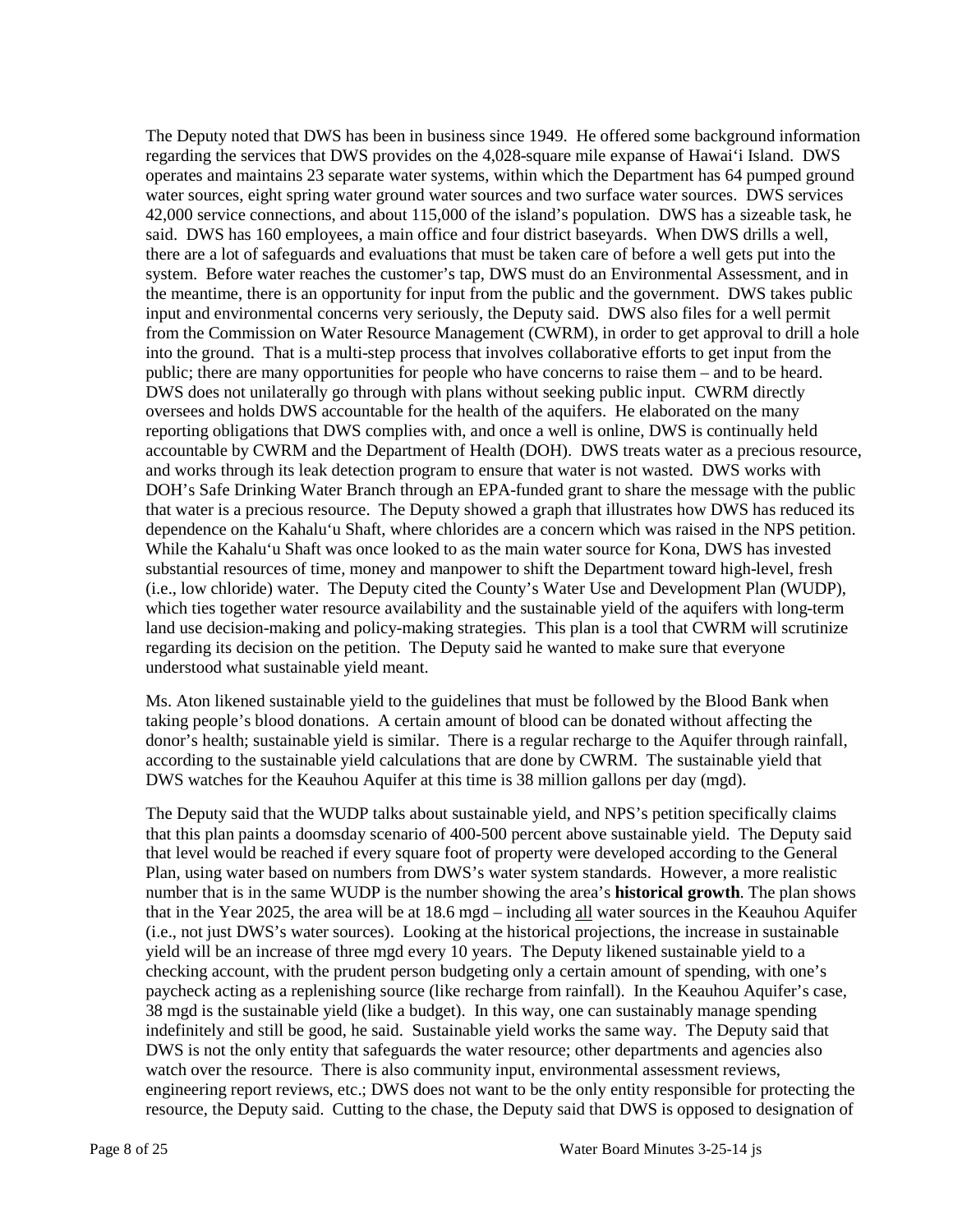The Deputy noted that DWS has been in business since 1949. He offered some background information regarding the services that DWS provides on the 4,028-square mile expanse of Hawai'i Island. DWS operates and maintains 23 separate water systems, within which the Department has 64 pumped ground water sources, eight spring water ground water sources and two surface water sources. DWS services 42,000 service connections, and about 115,000 of the island's population. DWS has a sizeable task, he said. DWS has 160 employees, a main office and four district baseyards. When DWS drills a well, there are a lot of safeguards and evaluations that must be taken care of before a well gets put into the system. Before water reaches the customer's tap, DWS must do an Environmental Assessment, and in the meantime, there is an opportunity for input from the public and the government. DWS takes public input and environmental concerns very seriously, the Deputy said. DWS also files for a well permit from the Commission on Water Resource Management (CWRM), in order to get approval to drill a hole into the ground. That is a multi-step process that involves collaborative efforts to get input from the public; there are many opportunities for people who have concerns to raise them – and to be heard. DWS does not unilaterally go through with plans without seeking public input. CWRM directly oversees and holds DWS accountable for the health of the aquifers. He elaborated on the many reporting obligations that DWS complies with, and once a well is online, DWS is continually held accountable by CWRM and the Department of Health (DOH). DWS treats water as a precious resource, and works through its leak detection program to ensure that water is not wasted. DWS works with DOH's Safe Drinking Water Branch through an EPA-funded grant to share the message with the public that water is a precious resource. The Deputy showed a graph that illustrates how DWS has reduced its dependence on the Kahalu'u Shaft, where chlorides are a concern which was raised in the NPS petition. While the Kahalu'u Shaft was once looked to as the main water source for Kona, DWS has invested substantial resources of time, money and manpower to shift the Department toward high-level, fresh (i.e., low chloride) water. The Deputy cited the County's Water Use and Development Plan (WUDP), which ties together water resource availability and the sustainable yield of the aquifers with long-term land use decision-making and policy-making strategies. This plan is a tool that CWRM will scrutinize regarding its decision on the petition. The Deputy said he wanted to make sure that everyone understood what sustainable yield meant.

Ms. Aton likened sustainable yield to the guidelines that must be followed by the Blood Bank when taking people's blood donations. A certain amount of blood can be donated without affecting the donor's health; sustainable yield is similar. There is a regular recharge to the Aquifer through rainfall, according to the sustainable yield calculations that are done by CWRM. The sustainable yield that DWS watches for the Keauhou Aquifer at this time is 38 million gallons per day (mgd).

The Deputy said that the WUDP talks about sustainable yield, and NPS's petition specifically claims that this plan paints a doomsday scenario of 400-500 percent above sustainable yield. The Deputy said that level would be reached if every square foot of property were developed according to the General Plan, using water based on numbers from DWS's water system standards. However, a more realistic number that is in the same WUDP is the number showing the area's **historical growth**. The plan shows that in the Year 2025, the area will be at 18.6 mgd – including <u>all</u> water sources in the Keauhou Aquifer (i.e., not just DWS's water sources). Looking at the historical projections, the increase in sustainable yield will be an increase of three mgd every 10 years. The Deputy likened sustainable yield to a checking account, with the prudent person budgeting only a certain amount of spending, with one's paycheck acting as a replenishing source (like recharge from rainfall). In the Keauhou Aquifer's case, 38 mgd is the sustainable yield (like a budget). In this way, one can sustainably manage spending indefinitely and still be good, he said. Sustainable yield works the same way. The Deputy said that DWS is not the only entity that safeguards the water resource; other departments and agencies also watch over the resource. There is also community input, environmental assessment reviews, engineering report reviews, etc.; DWS does not want to be the only entity responsible for protecting the resource, the Deputy said. Cutting to the chase, the Deputy said that DWS is opposed to designation of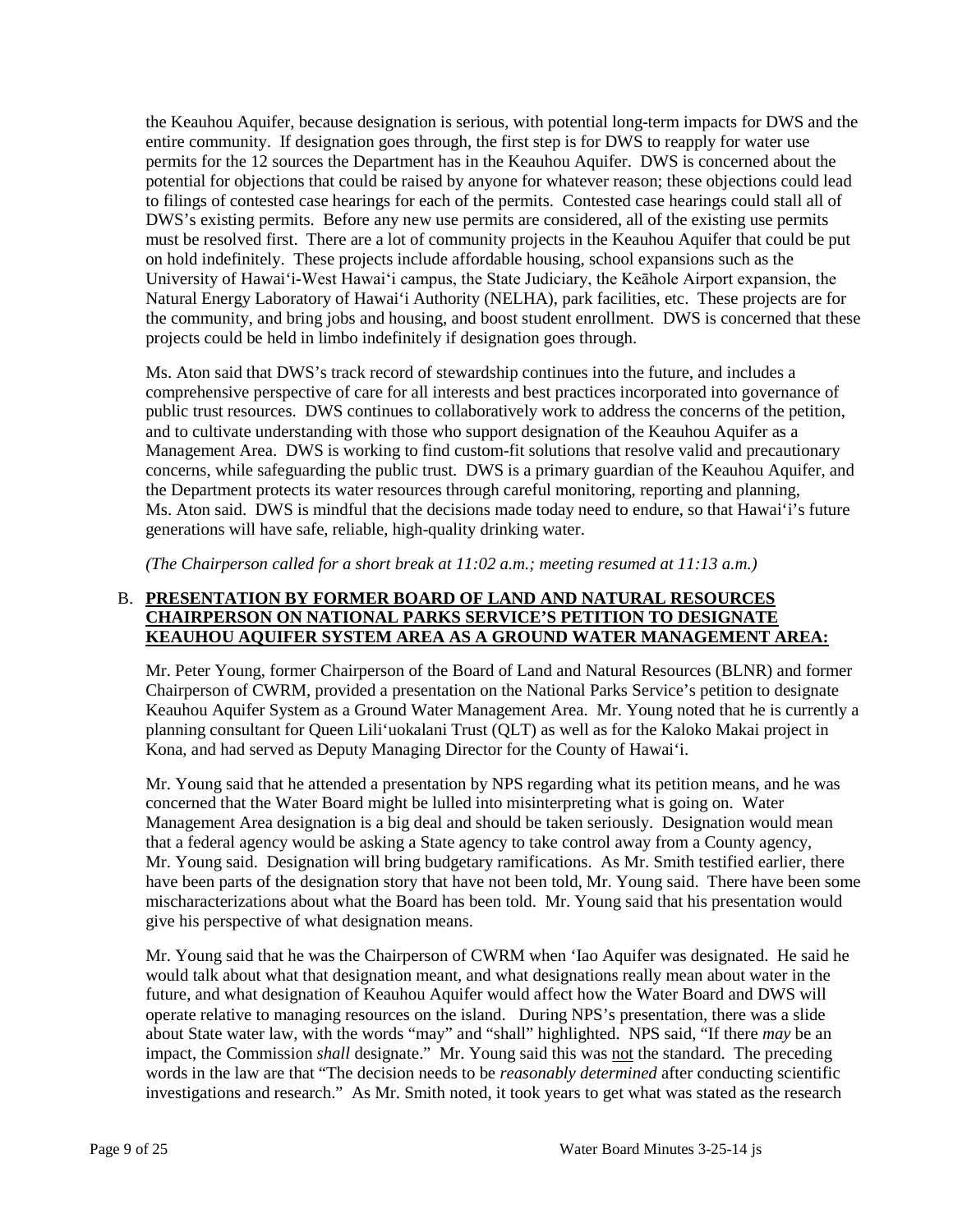the Keauhou Aquifer, because designation is serious, with potential long-term impacts for DWS and the entire community. If designation goes through, the first step is for DWS to reapply for water use permits for the 12 sources the Department has in the Keauhou Aquifer. DWS is concerned about the potential for objections that could be raised by anyone for whatever reason; these objections could lead to filings of contested case hearings for each of the permits. Contested case hearings could stall all of DWS's existing permits. Before any new use permits are considered, all of the existing use permits must be resolved first. There are a lot of community projects in the Keauhou Aquifer that could be put on hold indefinitely. These projects include affordable housing, school expansions such as the University of Hawai‘i-West Hawai‘i campus, the State Judiciary, the Keāhole Airport expansion, the Natural Energy Laboratory of Hawai‘i Authority (NELHA), park facilities, etc. These projects are for the community, and bring jobs and housing, and boost student enrollment. DWS is concerned that these projects could be held in limbo indefinitely if designation goes through.

Ms. Aton said that DWS's track record of stewardship continues into the future, and includes a comprehensive perspective of care for all interests and best practices incorporated into governance of public trust resources. DWS continues to collaboratively work to address the concerns of the petition, and to cultivate understanding with those who support designation of the Keauhou Aquifer as a Management Area. DWS is working to find custom-fit solutions that resolve valid and precautionary concerns, while safeguarding the public trust. DWS is a primary guardian of the Keauhou Aquifer, and the Department protects its water resources through careful monitoring, reporting and planning, Ms. Aton said. DWS is mindful that the decisions made today need to endure, so that Hawai‘i's future generations will have safe, reliable, high-quality drinking water.

*(The Chairperson called for a short break at 11:02 a.m.; meeting resumed at 11:13 a.m.)*

B. **PRESENTATION BY FORMER BOARD OF LAND AND NATURAL RESOURCES CHAIRPERSON ON NATIONAL PARKS SERVICE'S PETITION TO DESIGNATE KEAUHOU AQUIFER SYSTEM AREA AS A GROUND WATER MANAGEMENT AREA:**

Mr. Peter Young, former Chairperson of the Board of Land and Natural Resources (BLNR) and former Chairperson of CWRM, provided a presentation on the National Parks Service's petition to designate Keauhou Aquifer System as a Ground Water Management Area. Mr. Young noted that he is currently a planning consultant for Queen Lili‘uokalani Trust (QLT) as well as for the Kaloko Makai project in Kona, and had served as Deputy Managing Director for the County of Hawai‘i.

Mr. Young said that he attended a presentation by NPS regarding what its petition means, and he was concerned that the Water Board might be lulled into misinterpreting what is going on. Water Management Area designation is a big deal and should be taken seriously. Designation would mean that a federal agency would be asking a State agency to take control away from a County agency, Mr. Young said. Designation will bring budgetary ramifications. As Mr. Smith testified earlier, there have been parts of the designation story that have not been told, Mr. Young said. There have been some mischaracterizations about what the Board has been told. Mr. Young said that his presentation would give his perspective of what designation means.

Mr. Young said that he was the Chairperson of CWRM when ‘Iao Aquifer was designated. He said he would talk about what that designation meant, and what designations really mean about water in the future, and what designation of Keauhou Aquifer would affect how the Water Board and DWS will operate relative to managing resources on the island. During NPS's presentation, there was a slide about State water law, with the words "may" and "shall" highlighted. NPS said, "If there *may* be an impact, the Commission *shall* designate." Mr. Young said this was <u>not</u> the standard. The preceding words in the law are that "The decision needs to be *reasonably determined* after conducting scientific investigations and research." As Mr. Smith noted, it took years to get what was stated as the research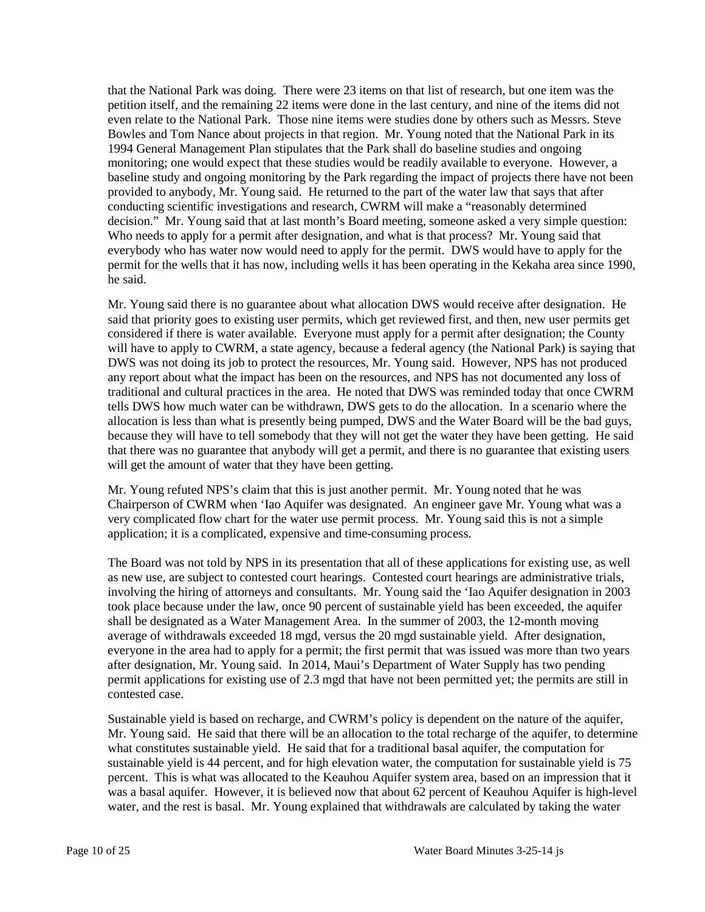that the National Park was doing. There were 23 items on that list of research, but one item was the petition itself, and the remaining 22 items were done in the last century, and nine of the items did not even relate to the National Park. Those nine items were studies done by others such as Messrs. Steve Bowles and Tom Nance about projects in that region. Mr. Young noted that the National Park in its 1994 General Management Plan stipulates that the Park shall do baseline studies and ongoing monitoring; one would expect that these studies would be readily available to everyone. However, a baseline study and ongoing monitoring by the Park regarding the impact of projects there have not been provided to anybody, Mr. Young said. He returned to the part of the water law that says that after conducting scientific investigations and research, CWRM will make a "reasonably determined decision." Mr. Young said that at last month's Board meeting, someone asked a very simple question: Who needs to apply for a permit after designation, and what is that process? Mr. Young said that everybody who has water now would need to apply for the permit. DWS would have to apply for the permit for the wells that it has now, including wells it has been operating in the Kekaha area since 1990, he said.

Mr. Young said there is no guarantee about what allocation DWS would receive after designation. He said that priority goes to existing user permits, which get reviewed first, and then, new user permits get considered if there is water available. Everyone must apply for a permit after designation; the County will have to apply to CWRM, a state agency, because a federal agency (the National Park) is saying that DWS was not doing its job to protect the resources, Mr. Young said. However, NPS has not produced any report about what the impact has been on the resources, and NPS has not documented any loss of traditional and cultural practices in the area. He noted that DWS was reminded today that once CWRM tells DWS how much water can be withdrawn, DWS gets to do the allocation. In a scenario where the allocation is less than what is presently being pumped, DWS and the Water Board will be the bad guys, because they will have to tell somebody that they will not get the water they have been getting. He said that there was no guarantee that anybody will get a permit, and there is no guarantee that existing users will get the amount of water that they have been getting.

Mr. Young refuted NPS's claim that this is just another permit. Mr. Young noted that he was Chairperson of CWRM when 'Iao Aquifer was designated. An engineer gave Mr. Young what was a very complicated flow chart for the water use permit process. Mr. Young said this is not a simple application; it is a complicated, expensive and time-consuming process.

The Board was not told by NPS in its presentation that all of these applications for existing use, as well as new use, are subject to contested court hearings. Contested court hearings are administrative trials, involving the hiring of attorneys and consultants. Mr. Young said the 'Iao Aquifer designation in 2003 took place because under the law, once 90 percent of sustainable yield has been exceeded, the aquifer shall be designated as a Water Management Area. In the summer of 2003, the 12-month moving average of withdrawals exceeded 18 mgd, versus the 20 mgd sustainable yield. After designation, everyone in the area had to apply for a permit; the first permit that was issued was more than two years after designation, Mr. Young said. In 2014, Maui's Department of Water Supply has two pending permit applications for existing use of 2.3 mgd that have not been permitted yet; the permits are still in contested case.

Sustainable yield is based on recharge, and CWRM's policy is dependent on the nature of the aquifer, Mr. Young said. He said that there will be an allocation to the total recharge of the aquifer, to determine what constitutes sustainable yield. He said that for a traditional basal aquifer, the computation for sustainable yield is 44 percent, and for high elevation water, the computation for sustainable yield is 75 percent. This is what was allocated to the Keauhou Aquifer system area, based on an impression that it was a basal aquifer. However, it is believed now that about 62 percent of Keauhou Aquifer is high-level water, and the rest is basal. Mr. Young explained that withdrawals are calculated by taking the water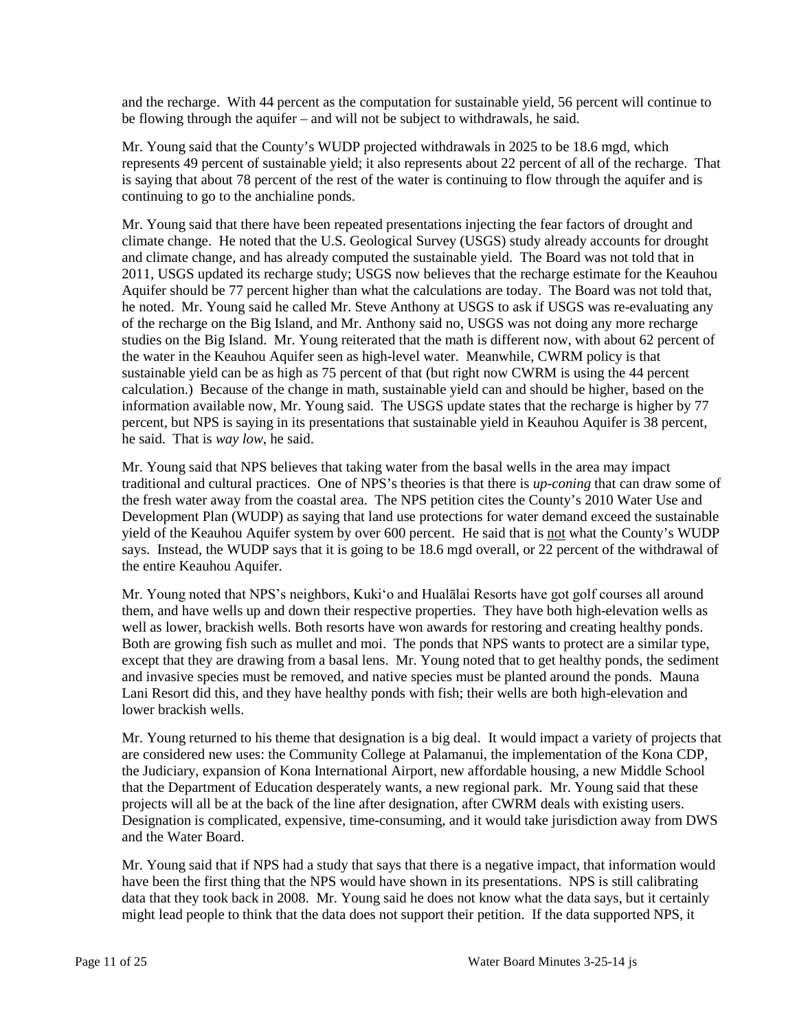and the recharge. With 44 percent as the computation for sustainable yield, 56 percent will continue to be flowing through the aquifer – and will not be subject to withdrawals, he said.

Mr. Young said that the County's WUDP projected withdrawals in 2025 to be 18.6 mgd, which represents 49 percent of sustainable yield; it also represents about 22 percent of all of the recharge. That is saying that about 78 percent of the rest of the water is continuing to flow through the aquifer and is continuing to go to the anchialine ponds.

Mr. Young said that there have been repeated presentations injecting the fear factors of drought and climate change. He noted that the U.S. Geological Survey (USGS) study already accounts for drought and climate change, and has already computed the sustainable yield. The Board was not told that in 2011, USGS updated its recharge study; USGS now believes that the recharge estimate for the Keauhou Aquifer should be 77 percent higher than what the calculations are today. The Board was not told that, he noted. Mr. Young said he called Mr. Steve Anthony at USGS to ask if USGS was re-evaluating any of the recharge on the Big Island, and Mr. Anthony said no, USGS was not doing any more recharge studies on the Big Island. Mr. Young reiterated that the math is different now, with about 62 percent of the water in the Keauhou Aquifer seen as high-level water. Meanwhile, CWRM policy is that sustainable yield can be as high as 75 percent of that (but right now CWRM is using the 44 percent calculation.) Because of the change in math, sustainable yield can and should be higher, based on the information available now, Mr. Young said. The USGS update states that the recharge is higher by 77 percent, but NPS is saying in its presentations that sustainable yield in Keauhou Aquifer is 38 percent, he said. That is *way low*, he said.

Mr. Young said that NPS believes that taking water from the basal wells in the area may impact traditional and cultural practices. One of NPS's theories is that there is *up-coning* that can draw some of the fresh water away from the coastal area. The NPS petition cites the County's 2010 Water Use and Development Plan (WUDP) as saying that land use protections for water demand exceed the sustainable yield of the Keauhou Aquifer system by over 600 percent. He said that is <u>not</u> what the County's WUDP says. Instead, the WUDP says that it is going to be 18.6 mgd overall, or 22 percent of the withdrawal of the entire Keauhou Aquifer.

Mr. Young noted that NPS's neighbors, Kuki'o and Hualālai Resorts have got golf courses all around them, and have wells up and down their respective properties. They have both high-elevation wells as well as lower, brackish wells. Both resorts have won awards for restoring and creating healthy ponds. Both are growing fish such as mullet and moi. The ponds that NPS wants to protect are a similar type, except that they are drawing from a basal lens. Mr. Young noted that to get healthy ponds, the sediment and invasive species must be removed, and native species must be planted around the ponds. Mauna Lani Resort did this, and they have healthy ponds with fish; their wells are both high-elevation and lower brackish wells.

Mr. Young returned to his theme that designation is a big deal. It would impact a variety of projects that are considered new uses: the Community College at Palamanui, the implementation of the Kona CDP, the Judiciary, expansion of Kona International Airport, new affordable housing, a new Middle School that the Department of Education desperately wants, a new regional park. Mr. Young said that these projects will all be at the back of the line after designation, after CWRM deals with existing users. Designation is complicated, expensive, time-consuming, and it would take jurisdiction away from DWS and the Water Board.

Mr. Young said that if NPS had a study that says that there is a negative impact, that information would have been the first thing that the NPS would have shown in its presentations. NPS is still calibrating data that they took back in 2008. Mr. Young said he does not know what the data says, but it certainly might lead people to think that the data does not support their petition. If the data supported NPS, it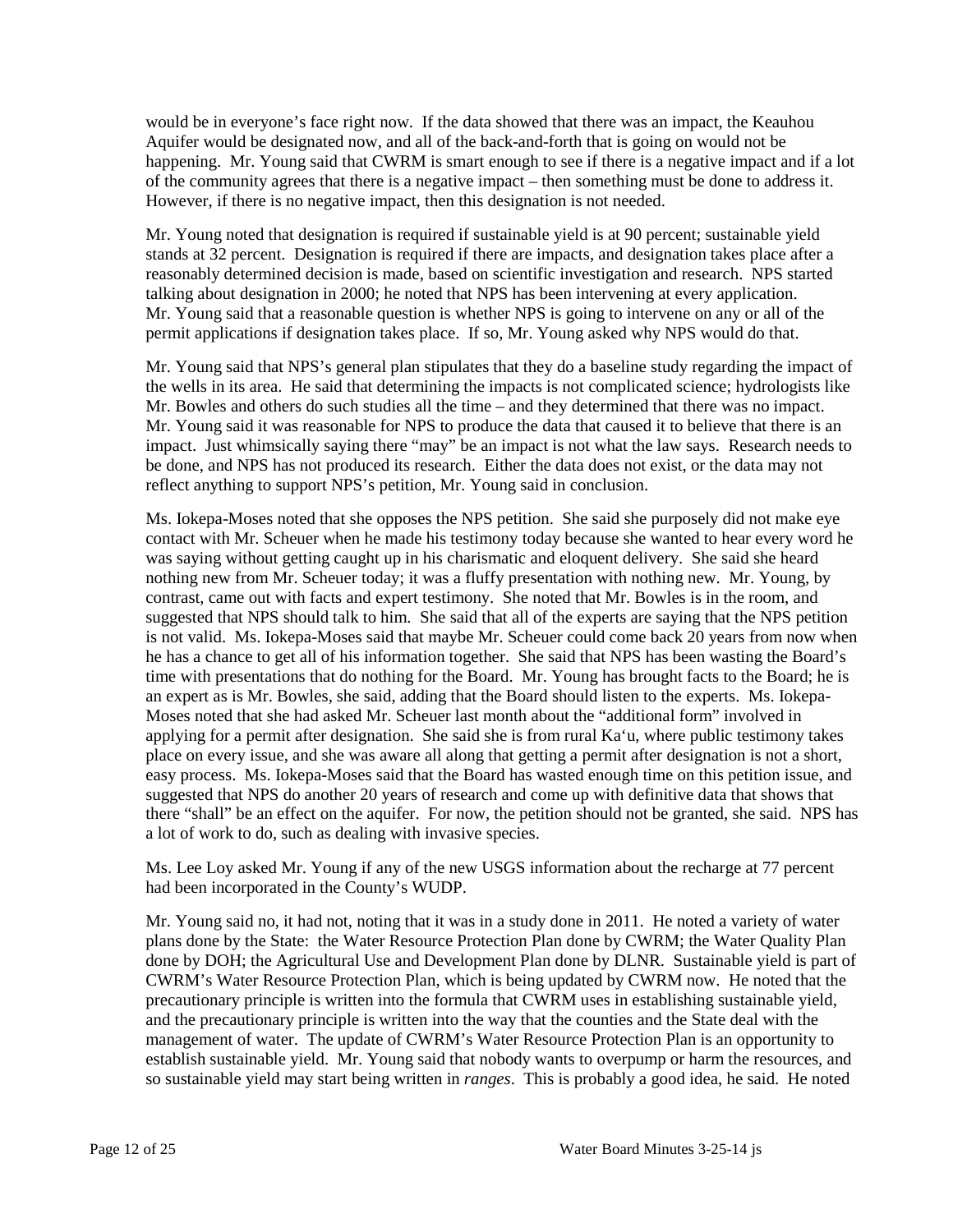would be in everyone's face right now. If the data showed that there was an impact, the Keauhou Aquifer would be designated now, and all of the back-and-forth that is going on would not be happening. Mr. Young said that CWRM is smart enough to see if there is a negative impact and if a lot of the community agrees that there is a negative impact – then something must be done to address it. However, if there is no negative impact, then this designation is not needed.

Mr. Young noted that designation is required if sustainable yield is at 90 percent; sustainable yield stands at 32 percent. Designation is required if there are impacts, and designation takes place after a reasonably determined decision is made, based on scientific investigation and research. NPS started talking about designation in 2000; he noted that NPS has been intervening at every application. Mr. Young said that a reasonable question is whether NPS is going to intervene on any or all of the permit applications if designation takes place. If so, Mr. Young asked why NPS would do that.

Mr. Young said that NPS's general plan stipulates that they do a baseline study regarding the impact of the wells in its area. He said that determining the impacts is not complicated science; hydrologists like Mr. Bowles and others do such studies all the time – and they determined that there was no impact. Mr. Young said it was reasonable for NPS to produce the data that caused it to believe that there is an impact. Just whimsically saying there "may" be an impact is not what the law says. Research needs to be done, and NPS has not produced its research. Either the data does not exist, or the data may not reflect anything to support NPS's petition, Mr. Young said in conclusion.

Ms. Iokepa-Moses noted that she opposes the NPS petition. She said she purposely did not make eye contact with Mr. Scheuer when he made his testimony today because she wanted to hear every word he was saying without getting caught up in his charismatic and eloquent delivery. She said she heard nothing new from Mr. Scheuer today; it was a fluffy presentation with nothing new. Mr. Young, by contrast, came out with facts and expert testimony. She noted that Mr. Bowles is in the room, and suggested that NPS should talk to him. She said that all of the experts are saying that the NPS petition is not valid. Ms. Iokepa-Moses said that maybe Mr. Scheuer could come back 20 years from now when he has a chance to get all of his information together. She said that NPS has been wasting the Board's time with presentations that do nothing for the Board. Mr. Young has brought facts to the Board; he is an expert as is Mr. Bowles, she said, adding that the Board should listen to the experts. Ms. Iokepa-Moses noted that she had asked Mr. Scheuer last month about the "additional form" involved in applying for a permit after designation. She said she is from rural Ka'u, where public testimony takes place on every issue, and she was aware all along that getting a permit after designation is not a short, easy process. Ms. Iokepa-Moses said that the Board has wasted enough time on this petition issue, and suggested that NPS do another 20 years of research and come up with definitive data that shows that there "shall" be an effect on the aquifer. For now, the petition should not be granted, she said. NPS has a lot of work to do, such as dealing with invasive species.

Ms. Lee Loy asked Mr. Young if any of the new USGS information about the recharge at 77 percent had been incorporated in the County's WUDP.

Mr. Young said no, it had not, noting that it was in a study done in 2011. He noted a variety of water plans done by the State: the Water Resource Protection Plan done by CWRM; the Water Quality Plan done by DOH; the Agricultural Use and Development Plan done by DLNR. Sustainable yield is part of CWRM's Water Resource Protection Plan, which is being updated by CWRM now. He noted that the precautionary principle is written into the formula that CWRM uses in establishing sustainable yield, and the precautionary principle is written into the way that the counties and the State deal with the management of water. The update of CWRM's Water Resource Protection Plan is an opportunity to establish sustainable yield. Mr. Young said that nobody wants to overpump or harm the resources, and so sustainable yield may start being written in *ranges*. This is probably a good idea, he said. He noted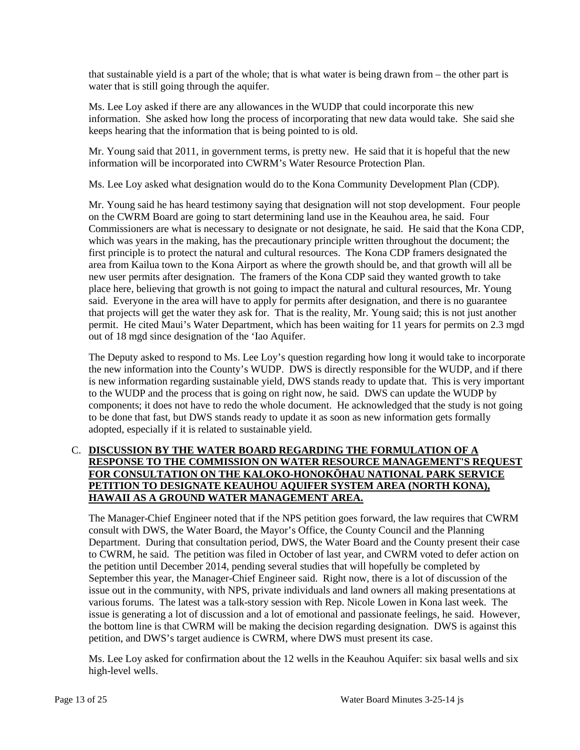that sustainable yield is a part of the whole; that is what water is being drawn from – the other part is water that is still going through the aquifer.

Ms. Lee Loy asked if there are any allowances in the WUDP that could incorporate this new information. She asked how long the process of incorporating that new data would take. She said she keeps hearing that the information that is being pointed to is old.

Mr. Young said that 2011, in government terms, is pretty new. He said that it is hopeful that the new information will be incorporated into CWRM's Water Resource Protection Plan.

Ms. Lee Loy asked what designation would do to the Kona Community Development Plan (CDP).

Mr. Young said he has heard testimony saying that designation will not stop development. Four people on the CWRM Board are going to start determining land use in the Keauhou area, he said. Four Commissioners are what is necessary to designate or not designate, he said. He said that the Kona CDP, which was years in the making, has the precautionary principle written throughout the document; the first principle is to protect the natural and cultural resources. The Kona CDP framers designated the area from Kailua town to the Kona Airport as where the growth should be, and that growth will all be new user permits after designation. The framers of the Kona CDP said they wanted growth to take place here, believing that growth is not going to impact the natural and cultural resources, Mr. Young said. Everyone in the area will have to apply for permits after designation, and there is no guarantee that projects will get the water they ask for. That is the reality, Mr. Young said; this is not just another permit. He cited Maui's Water Department, which has been waiting for 11 years for permits on 2.3 mgd out of 18 mgd since designation of the ʻIao Aquifer.

The Deputy asked to respond to Ms. Lee Loy's question regarding how long it would take to incorporate the new information into the County's WUDP. DWS is directly responsible for the WUDP, and if there is new information regarding sustainable yield, DWS stands ready to update that. This is very important to the WUDP and the process that is going on right now, he said. DWS can update the WUDP by components; it does not have to redo the whole document. He acknowledged that the study is not going to be done that fast, but DWS stands ready to update it as soon as new information gets formally adopted, especially if it is related to sustainable yield.

C. **DISCUSSION BY THE WATER BOARD REGARDING THE FORMULATION OF A RESPONSE TO THE COMMISSION ON WATER RESOURCE MANAGEMENT'S REQUEST FOR CONSULTATION ON THE KALOKO-HONOKŌHAU NATIONAL PARK SERVICE PETITION TO DESIGNATE KEAUHOU AQUIFER SYSTEM AREA (NORTH KONA), HAWAII AS A GROUND WATER MANAGEMENT AREA.**

The Manager-Chief Engineer noted that if the NPS petition goes forward, the law requires that CWRM consult with DWS, the Water Board, the Mayor's Office, the County Council and the Planning Department. During that consultation period, DWS, the Water Board and the County present their case to CWRM, he said. The petition was filed in October of last year, and CWRM voted to defer action on the petition until December 2014, pending several studies that will hopefully be completed by September this year, the Manager-Chief Engineer said. Right now, there is a lot of discussion of the issue out in the community, with NPS, private individuals and land owners all making presentations at various forums. The latest was a talk-story session with Rep. Nicole Lowen in Kona last week. The issue is generating a lot of discussion and a lot of emotional and passionate feelings, he said. However, the bottom line is that CWRM will be making the decision regarding designation. DWS is against this petition, and DWS's target audience is CWRM, where DWS must present its case.

Ms. Lee Loy asked for confirmation about the 12 wells in the Keauhou Aquifer: six basal wells and six high-level wells.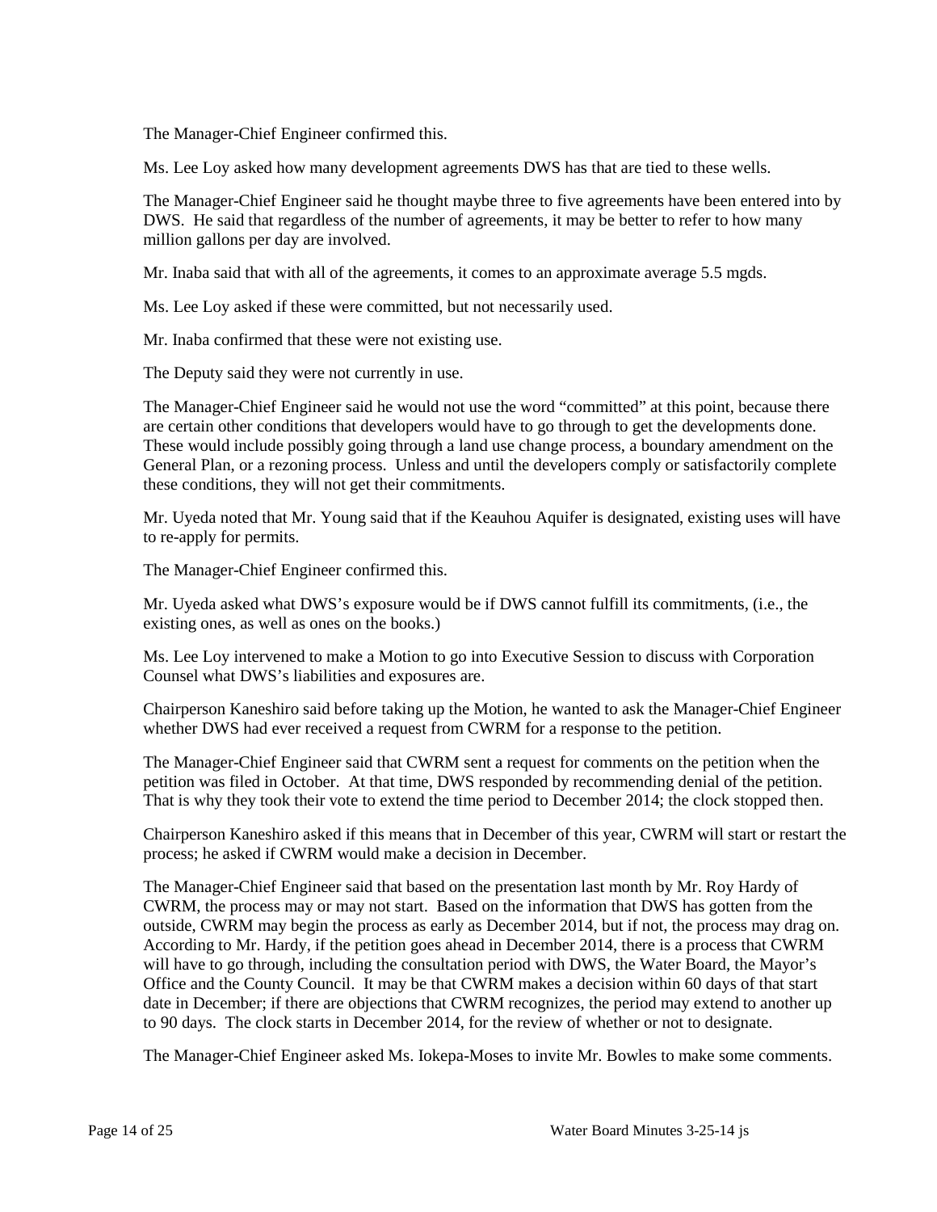The Manager-Chief Engineer confirmed this.

Ms. Lee Loy asked how many development agreements DWS has that are tied to these wells.

The Manager-Chief Engineer said he thought maybe three to five agreements have been entered into by DWS. He said that regardless of the number of agreements, it may be better to refer to how many million gallons per day are involved.

Mr. Inaba said that with all of the agreements, it comes to an approximate average 5.5 mgds.

Ms. Lee Loy asked if these were committed, but not necessarily used.

Mr. Inaba confirmed that these were not existing use.

The Deputy said they were not currently in use.

The Manager-Chief Engineer said he would not use the word "committed" at this point, because there are certain other conditions that developers would have to go through to get the developments done. These would include possibly going through a land use change process, a boundary amendment on the General Plan, or a rezoning process. Unless and until the developers comply or satisfactorily complete these conditions, they will not get their commitments.

Mr. Uyeda noted that Mr. Young said that if the Keauhou Aquifer is designated, existing uses will have to re-apply for permits.

The Manager-Chief Engineer confirmed this.

Mr. Uyeda asked what DWS's exposure would be if DWS cannot fulfill its commitments, (i.e., the existing ones, as well as ones on the books.)

Ms. Lee Loy intervened to make a Motion to go into Executive Session to discuss with Corporation Counsel what DWS's liabilities and exposures are.

Chairperson Kaneshiro said before taking up the Motion, he wanted to ask the Manager-Chief Engineer whether DWS had ever received a request from CWRM for a response to the petition.

The Manager-Chief Engineer said that CWRM sent a request for comments on the petition when the petition was filed in October. At that time, DWS responded by recommending denial of the petition. That is why they took their vote to extend the time period to December 2014; the clock stopped then.

Chairperson Kaneshiro asked if this means that in December of this year, CWRM will start or restart the process; he asked if CWRM would make a decision in December.

The Manager-Chief Engineer said that based on the presentation last month by Mr. Roy Hardy of CWRM, the process may or may not start. Based on the information that DWS has gotten from the outside, CWRM may begin the process as early as December 2014, but if not, the process may drag on. According to Mr. Hardy, if the petition goes ahead in December 2014, there is a process that CWRM will have to go through, including the consultation period with DWS, the Water Board, the Mayor's Office and the County Council. It may be that CWRM makes a decision within 60 days of that start date in December; if there are objections that CWRM recognizes, the period may extend to another up to 90 days. The clock starts in December 2014, for the review of whether or not to designate.

The Manager-Chief Engineer asked Ms. Iokepa-Moses to invite Mr. Bowles to make some comments.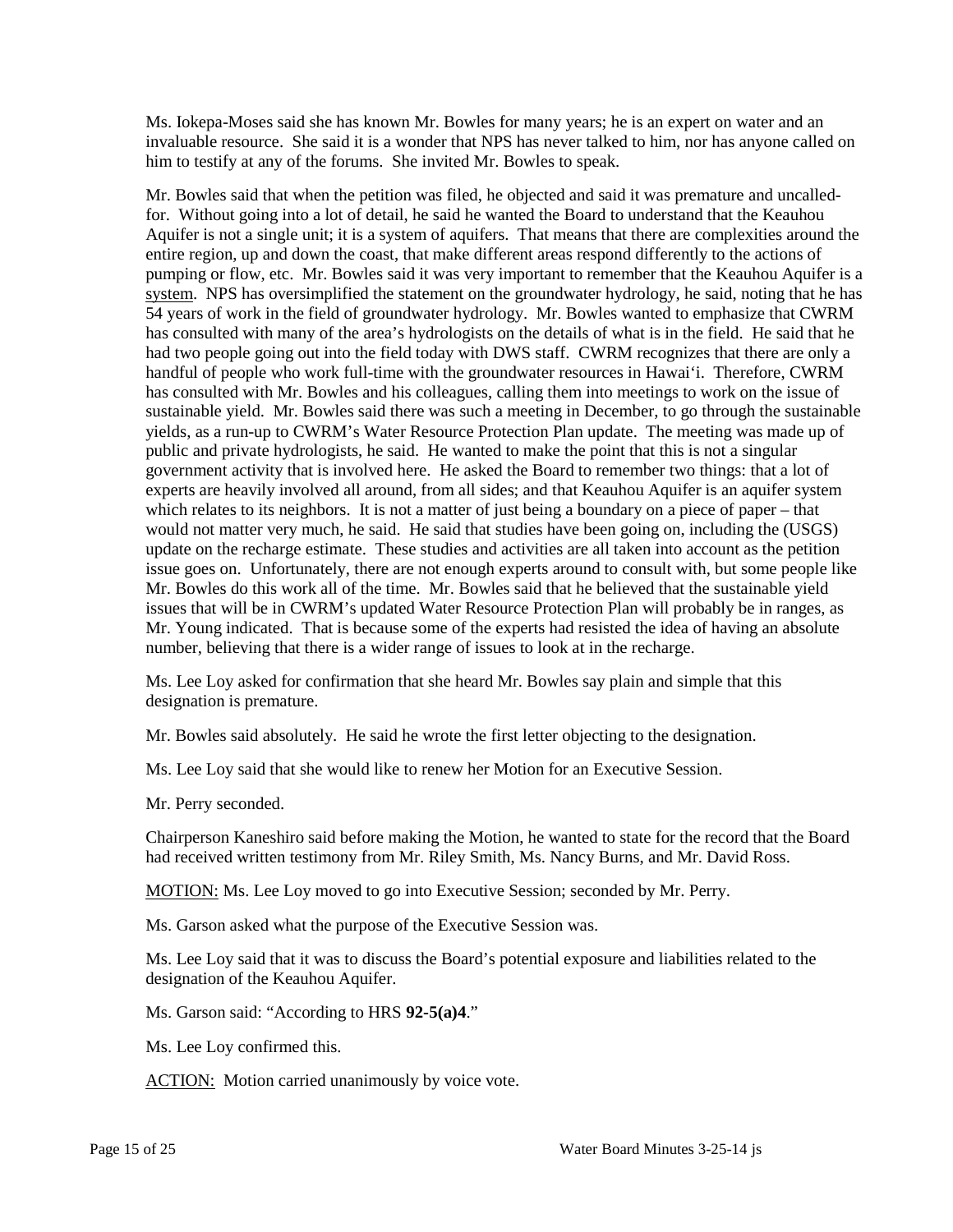Ms. Iokepa-Moses said she has known Mr. Bowles for many years; he is an expert on water and an invaluable resource. She said it is a wonder that NPS has never talked to him, nor has anyone called on him to testify at any of the forums. She invited Mr. Bowles to speak.

Mr. Bowles said that when the petition was filed, he objected and said it was premature and uncalled-for. Without going into a lot of detail, he said he wanted the Board to understand that the Keauhou Aquifer is not a single unit; it is a system of aquifers. That means that there are complexities around the entire region, up and down the coast, that make different areas respond differently to the actions of pumping or flow, etc. Mr. Bowles said it was very important to remember that the Keauhou Aquifer is a system. NPS has oversimplified the statement on the groundwater hydrology, he said, noting that he has 54 years of work in the field of groundwater hydrology. Mr. Bowles wanted to emphasize that CWRM has consulted with many of the area's hydrologists on the details of what is in the field. He said that he had two people going out into the field today with DWS staff. CWRM recognizes that there are only a handful of people who work full-time with the groundwater resources in Hawai'i. Therefore, CWRM has consulted with Mr. Bowles and his colleagues, calling them into meetings to work on the issue of sustainable yield. Mr. Bowles said there was such a meeting in December, to go through the sustainable yields, as a run-up to CWRM's Water Resource Protection Plan update. The meeting was made up of public and private hydrologists, he said. He wanted to make the point that this is not a singular government activity that is involved here. He asked the Board to remember two things: that a lot of experts are heavily involved all around, from all sides; and that Keauhou Aquifer is an aquifer system which relates to its neighbors. It is not a matter of just being a boundary on a piece of paper – that would not matter very much, he said. He said that studies have been going on, including the (USGS) update on the recharge estimate. These studies and activities are all taken into account as the petition issue goes on. Unfortunately, there are not enough experts around to consult with, but some people like Mr. Bowles do this work all of the time. Mr. Bowles said that he believed that the sustainable yield issues that will be in CWRM's updated Water Resource Protection Plan will probably be in ranges, as Mr. Young indicated. That is because some of the experts had resisted the idea of having an absolute number, believing that there is a wider range of issues to look at in the recharge.

Ms. Lee Loy asked for confirmation that she heard Mr. Bowles say plain and simple that this designation is premature.

Mr. Bowles said absolutely. He said he wrote the first letter objecting to the designation.

Ms. Lee Loy said that she would like to renew her Motion for an Executive Session.

Mr. Perry seconded.

Chairperson Kaneshiro said before making the Motion, he wanted to state for the record that the Board had received written testimony from Mr. Riley Smith, Ms. Nancy Burns, and Mr. David Ross.

MOTION: Ms. Lee Loy moved to go into Executive Session; seconded by Mr. Perry.

Ms. Garson asked what the purpose of the Executive Session was.

Ms. Lee Loy said that it was to discuss the Board's potential exposure and liabilities related to the designation of the Keauhou Aquifer.

Ms. Garson said: "According to HRS **92-5(a)4**."

Ms. Lee Loy confirmed this.

ACTION: Motion carried unanimously by voice vote.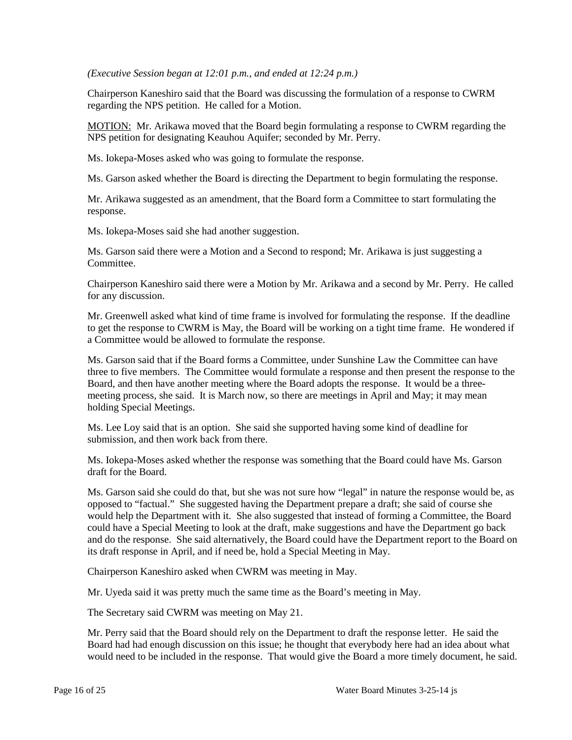*(Executive Session began at 12:01 p.m., and ended at 12:24 p.m.)*

Chairperson Kaneshiro said that the Board was discussing the formulation of a response to CWRM regarding the NPS petition. He called for a Motion.

<u>MOTION:</u> Mr. Arikawa moved that the Board begin formulating a response to CWRM regarding the NPS petition for designating Keauhou Aquifer; seconded by Mr. Perry.

Ms. Iokepa-Moses asked who was going to formulate the response.

Ms. Garson asked whether the Board is directing the Department to begin formulating the response.

Mr. Arikawa suggested as an amendment, that the Board form a Committee to start formulating the response.

Ms. Iokepa-Moses said she had another suggestion.

Ms. Garson said there were a Motion and a Second to respond; Mr. Arikawa is just suggesting a Committee.

Chairperson Kaneshiro said there were a Motion by Mr. Arikawa and a second by Mr. Perry. He called for any discussion.

Mr. Greenwell asked what kind of time frame is involved for formulating the response. If the deadline to get the response to CWRM is May, the Board will be working on a tight time frame. He wondered if a Committee would be allowed to formulate the response.

Ms. Garson said that if the Board forms a Committee, under Sunshine Law the Committee can have three to five members. The Committee would formulate a response and then present the response to the Board, and then have another meeting where the Board adopts the response. It would be a three-meeting process, she said. It is March now, so there are meetings in April and May; it may mean holding Special Meetings.

Ms. Lee Loy said that is an option. She said she supported having some kind of deadline for submission, and then work back from there.

Ms. Iokepa-Moses asked whether the response was something that the Board could have Ms. Garson draft for the Board.

Ms. Garson said she could do that, but she was not sure how "legal" in nature the response would be, as opposed to "factual." She suggested having the Department prepare a draft; she said of course she would help the Department with it. She also suggested that instead of forming a Committee, the Board could have a Special Meeting to look at the draft, make suggestions and have the Department go back and do the response. She said alternatively, the Board could have the Department report to the Board on its draft response in April, and if need be, hold a Special Meeting in May.

Chairperson Kaneshiro asked when CWRM was meeting in May.

Mr. Uyeda said it was pretty much the same time as the Board's meeting in May.

The Secretary said CWRM was meeting on May 21.

Mr. Perry said that the Board should rely on the Department to draft the response letter. He said the Board had had enough discussion on this issue; he thought that everybody here had an idea about what would need to be included in the response. That would give the Board a more timely document, he said.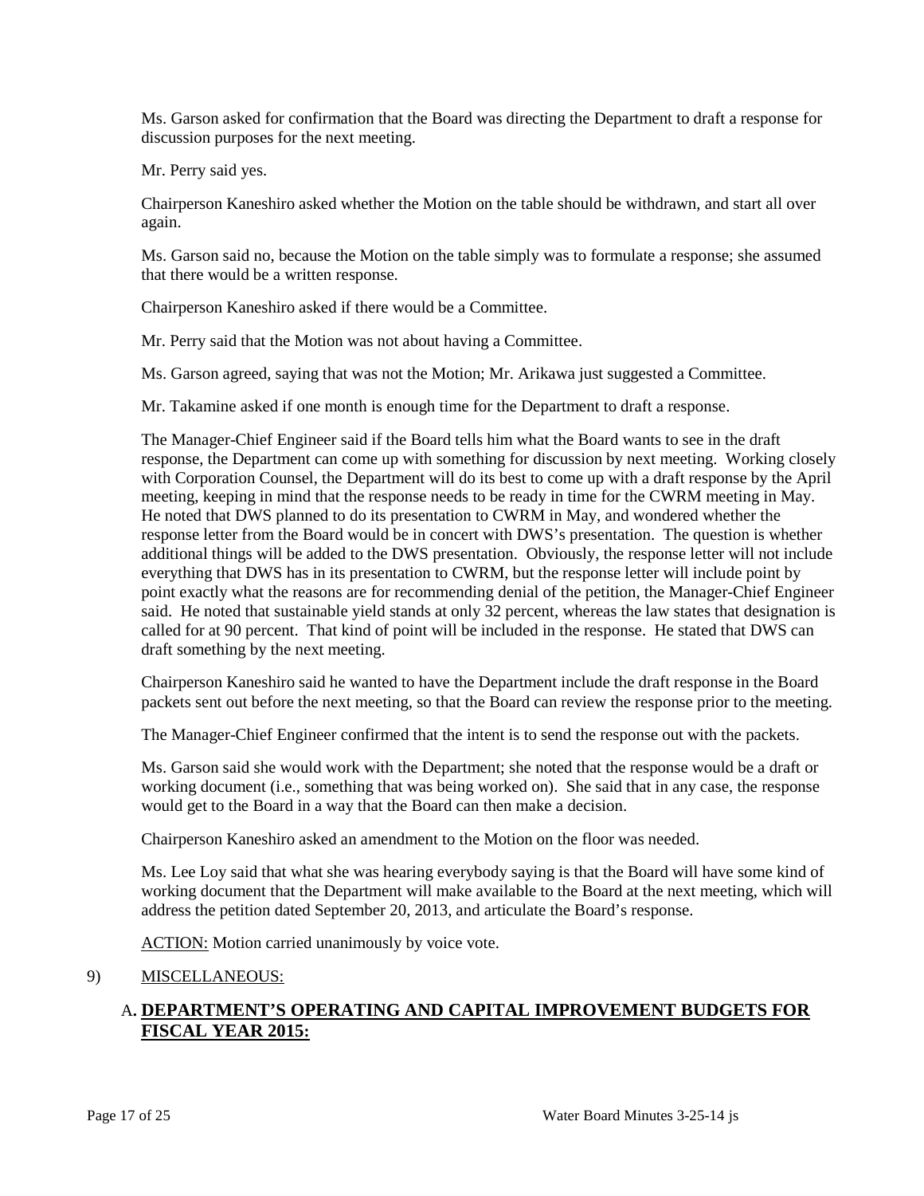Ms. Garson asked for confirmation that the Board was directing the Department to draft a response for discussion purposes for the next meeting.

Mr. Perry said yes.

Chairperson Kaneshiro asked whether the Motion on the table should be withdrawn, and start all over again.

Ms. Garson said no, because the Motion on the table simply was to formulate a response; she assumed that there would be a written response.

Chairperson Kaneshiro asked if there would be a Committee.

Mr. Perry said that the Motion was not about having a Committee.

Ms. Garson agreed, saying that was not the Motion; Mr. Arikawa just suggested a Committee.

Mr. Takamine asked if one month is enough time for the Department to draft a response.

The Manager-Chief Engineer said if the Board tells him what the Board wants to see in the draft response, the Department can come up with something for discussion by next meeting. Working closely with Corporation Counsel, the Department will do its best to come up with a draft response by the April meeting, keeping in mind that the response needs to be ready in time for the CWRM meeting in May. He noted that DWS planned to do its presentation to CWRM in May, and wondered whether the response letter from the Board would be in concert with DWS's presentation. The question is whether additional things will be added to the DWS presentation. Obviously, the response letter will not include everything that DWS has in its presentation to CWRM, but the response letter will include point by point exactly what the reasons are for recommending denial of the petition, the Manager-Chief Engineer said. He noted that sustainable yield stands at only 32 percent, whereas the law states that designation is called for at 90 percent. That kind of point will be included in the response. He stated that DWS can draft something by the next meeting.

Chairperson Kaneshiro said he wanted to have the Department include the draft response in the Board packets sent out before the next meeting, so that the Board can review the response prior to the meeting.

The Manager-Chief Engineer confirmed that the intent is to send the response out with the packets.

Ms. Garson said she would work with the Department; she noted that the response would be a draft or working document (i.e., something that was being worked on). She said that in any case, the response would get to the Board in a way that the Board can then make a decision.

Chairperson Kaneshiro asked an amendment to the Motion on the floor was needed.

Ms. Lee Loy said that what she was hearing everybody saying is that the Board will have some kind of working document that the Department will make available to the Board at the next meeting, which will address the petition dated September 20, 2013, and articulate the Board's response.

<u>ACTION:</u> Motion carried unanimously by voice vote.

9) <u>MISCELLANEOUS:</u>

## A. <u>DEPARTMENT'S OPERATING AND CAPITAL IMPROVEMENT BUDGETS FOR FISCAL YEAR 2015:</u>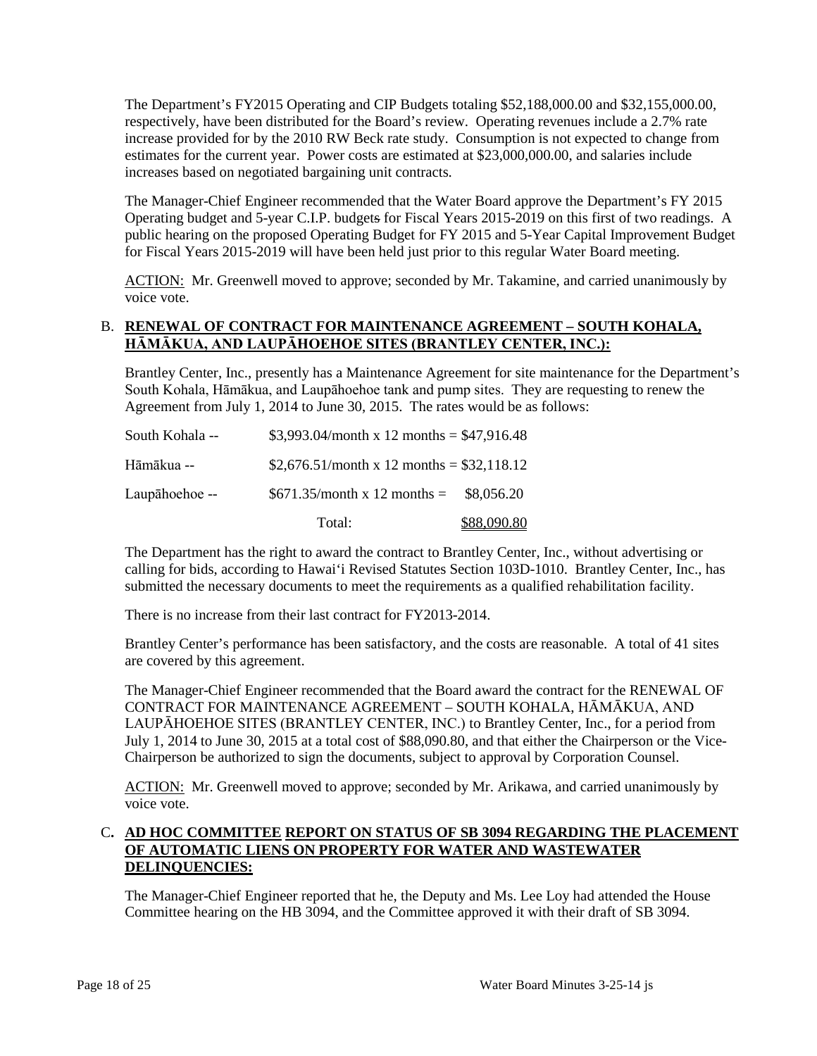The Department's FY2015 Operating and CIP Budgets totaling $52,188,000.00 and $32,155,000.00, respectively, have been distributed for the Board's review. Operating revenues include a 2.7% rate increase provided for by the 2010 RW Beck rate study. Consumption is not expected to change from estimates for the current year. Power costs are estimated at $23,000,000.00, and salaries include increases based on negotiated bargaining unit contracts.

The Manager-Chief Engineer recommended that the Water Board approve the Department's FY 2015 Operating budget and 5-year C.I.P. budgets for Fiscal Years 2015-2019 on this first of two readings. A public hearing on the proposed Operating Budget for FY 2015 and 5-Year Capital Improvement Budget for Fiscal Years 2015-2019 will have been held just prior to this regular Water Board meeting.

ACTION: Mr. Greenwell moved to approve; seconded by Mr. Takamine, and carried unanimously by voice vote.

B. **RENEWAL OF CONTRACT FOR MAINTENANCE AGREEMENT – SOUTH KOHALA, HĀMĀKUA, AND LAUPĀHOEHOE SITES (BRANTLEY CENTER, INC.):**

Brantley Center, Inc., presently has a Maintenance Agreement for site maintenance for the Department's South Kohala, Hāmākua, and Laupāhoehoe tank and pump sites. They are requesting to renew the Agreement from July 1, 2014 to June 30, 2015. The rates would be as follows:

| | | |
|---|---|---|
| South Kohala -- | $3,993.04/month x 12 months = | $47,916.48 |
| Hāmākua -- | $2,676.51/month x 12 months = | $32,118.12 |
| Laupāhoehoe -- | $671.35/month x 12 months = | $8,056.20 |
| | Total: | $88,090.80 |

The Department has the right to award the contract to Brantley Center, Inc., without advertising or calling for bids, according to Hawai'i Revised Statutes Section 103D-1010. Brantley Center, Inc., has submitted the necessary documents to meet the requirements as a qualified rehabilitation facility.

There is no increase from their last contract for FY2013-2014.

Brantley Center's performance has been satisfactory, and the costs are reasonable. A total of 41 sites are covered by this agreement.

The Manager-Chief Engineer recommended that the Board award the contract for the RENEWAL OF CONTRACT FOR MAINTENANCE AGREEMENT – SOUTH KOHALA, HĀMĀKUA, AND LAUPĀHOEHOE SITES (BRANTLEY CENTER, INC.) to Brantley Center, Inc., for a period from July 1, 2014 to June 30, 2015 at a total cost of $88,090.80, and that either the Chairperson or the Vice-Chairperson be authorized to sign the documents, subject to approval by Corporation Counsel.

ACTION: Mr. Greenwell moved to approve; seconded by Mr. Arikawa, and carried unanimously by voice vote.

C. **AD HOC COMMITTEE REPORT ON STATUS OF SB 3094 REGARDING THE PLACEMENT OF AUTOMATIC LIENS ON PROPERTY FOR WATER AND WASTEWATER DELINQUENCIES:**

The Manager-Chief Engineer reported that he, the Deputy and Ms. Lee Loy had attended the House Committee hearing on the HB 3094, and the Committee approved it with their draft of SB 3094.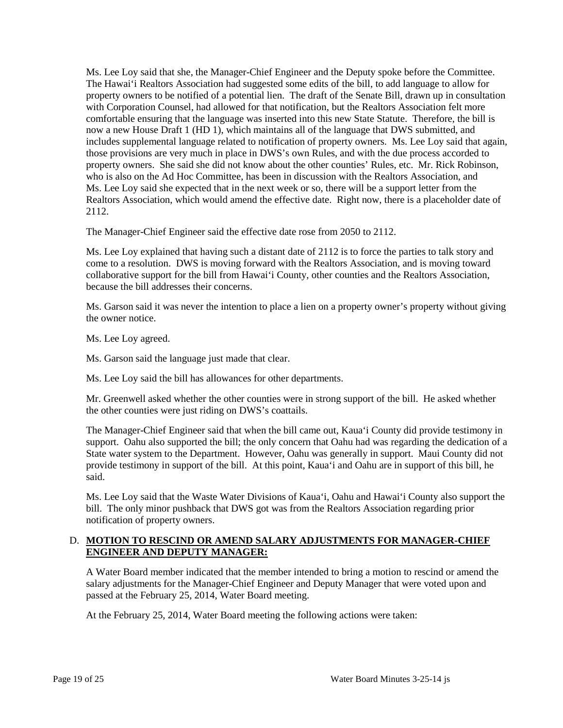Ms. Lee Loy said that she, the Manager-Chief Engineer and the Deputy spoke before the Committee. The Hawai‘i Realtors Association had suggested some edits of the bill, to add language to allow for property owners to be notified of a potential lien. The draft of the Senate Bill, drawn up in consultation with Corporation Counsel, had allowed for that notification, but the Realtors Association felt more comfortable ensuring that the language was inserted into this new State Statute. Therefore, the bill is now a new House Draft 1 (HD 1), which maintains all of the language that DWS submitted, and includes supplemental language related to notification of property owners. Ms. Lee Loy said that again, those provisions are very much in place in DWS's own Rules, and with the due process accorded to property owners. She said she did not know about the other counties' Rules, etc. Mr. Rick Robinson, who is also on the Ad Hoc Committee, has been in discussion with the Realtors Association, and Ms. Lee Loy said she expected that in the next week or so, there will be a support letter from the Realtors Association, which would amend the effective date. Right now, there is a placeholder date of 2112.

The Manager-Chief Engineer said the effective date rose from 2050 to 2112.

Ms. Lee Loy explained that having such a distant date of 2112 is to force the parties to talk story and come to a resolution. DWS is moving forward with the Realtors Association, and is moving toward collaborative support for the bill from Hawai‘i County, other counties and the Realtors Association, because the bill addresses their concerns.

Ms. Garson said it was never the intention to place a lien on a property owner's property without giving the owner notice.

Ms. Lee Loy agreed.

Ms. Garson said the language just made that clear.

Ms. Lee Loy said the bill has allowances for other departments.

Mr. Greenwell asked whether the other counties were in strong support of the bill. He asked whether the other counties were just riding on DWS's coattails.

The Manager-Chief Engineer said that when the bill came out, Kaua‘i County did provide testimony in support. Oahu also supported the bill; the only concern that Oahu had was regarding the dedication of a State water system to the Department. However, Oahu was generally in support. Maui County did not provide testimony in support of the bill. At this point, Kaua‘i and Oahu are in support of this bill, he said.

Ms. Lee Loy said that the Waste Water Divisions of Kaua‘i, Oahu and Hawai‘i County also support the bill. The only minor pushback that DWS got was from the Realtors Association regarding prior notification of property owners.

D. **MOTION TO RESCIND OR AMEND SALARY ADJUSTMENTS FOR MANAGER-CHIEF ENGINEER AND DEPUTY MANAGER:**

A Water Board member indicated that the member intended to bring a motion to rescind or amend the salary adjustments for the Manager-Chief Engineer and Deputy Manager that were voted upon and passed at the February 25, 2014, Water Board meeting.

At the February 25, 2014, Water Board meeting the following actions were taken: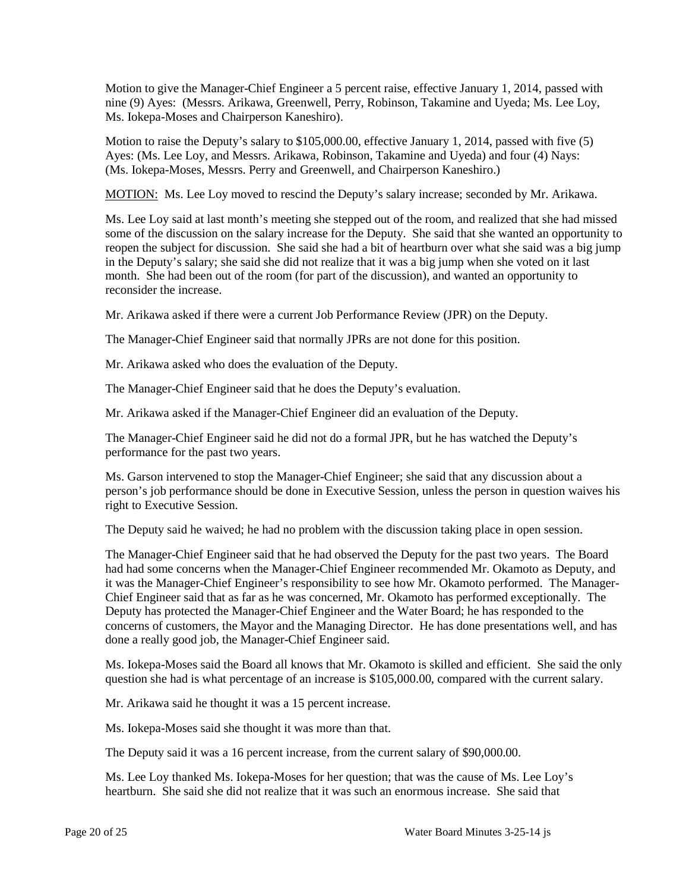Motion to give the Manager-Chief Engineer a 5 percent raise, effective January 1, 2014, passed with nine (9) Ayes: (Messrs. Arikawa, Greenwell, Perry, Robinson, Takamine and Uyeda; Ms. Lee Loy, Ms. Iokepa-Moses and Chairperson Kaneshiro).

Motion to raise the Deputy's salary to $105,000.00, effective January 1, 2014, passed with five (5) Ayes: (Ms. Lee Loy, and Messrs. Arikawa, Robinson, Takamine and Uyeda) and four (4) Nays: (Ms. Iokepa-Moses, Messrs. Perry and Greenwell, and Chairperson Kaneshiro.)

MOTION: Ms. Lee Loy moved to rescind the Deputy's salary increase; seconded by Mr. Arikawa.

Ms. Lee Loy said at last month's meeting she stepped out of the room, and realized that she had missed some of the discussion on the salary increase for the Deputy. She said that she wanted an opportunity to reopen the subject for discussion. She said she had a bit of heartburn over what she said was a big jump in the Deputy's salary; she said she did not realize that it was a big jump when she voted on it last month. She had been out of the room (for part of the discussion), and wanted an opportunity to reconsider the increase.

Mr. Arikawa asked if there were a current Job Performance Review (JPR) on the Deputy.

The Manager-Chief Engineer said that normally JPRs are not done for this position.

Mr. Arikawa asked who does the evaluation of the Deputy.

The Manager-Chief Engineer said that he does the Deputy's evaluation.

Mr. Arikawa asked if the Manager-Chief Engineer did an evaluation of the Deputy.

The Manager-Chief Engineer said he did not do a formal JPR, but he has watched the Deputy's performance for the past two years.

Ms. Garson intervened to stop the Manager-Chief Engineer; she said that any discussion about a person's job performance should be done in Executive Session, unless the person in question waives his right to Executive Session.

The Deputy said he waived; he had no problem with the discussion taking place in open session.

The Manager-Chief Engineer said that he had observed the Deputy for the past two years. The Board had had some concerns when the Manager-Chief Engineer recommended Mr. Okamoto as Deputy, and it was the Manager-Chief Engineer's responsibility to see how Mr. Okamoto performed. The Manager-Chief Engineer said that as far as he was concerned, Mr. Okamoto has performed exceptionally. The Deputy has protected the Manager-Chief Engineer and the Water Board; he has responded to the concerns of customers, the Mayor and the Managing Director. He has done presentations well, and has done a really good job, the Manager-Chief Engineer said.

Ms. Iokepa-Moses said the Board all knows that Mr. Okamoto is skilled and efficient. She said the only question she had is what percentage of an increase is $105,000.00, compared with the current salary.

Mr. Arikawa said he thought it was a 15 percent increase.

Ms. Iokepa-Moses said she thought it was more than that.

The Deputy said it was a 16 percent increase, from the current salary of $90,000.00.

Ms. Lee Loy thanked Ms. Iokepa-Moses for her question; that was the cause of Ms. Lee Loy's heartburn. She said she did not realize that it was such an enormous increase. She said that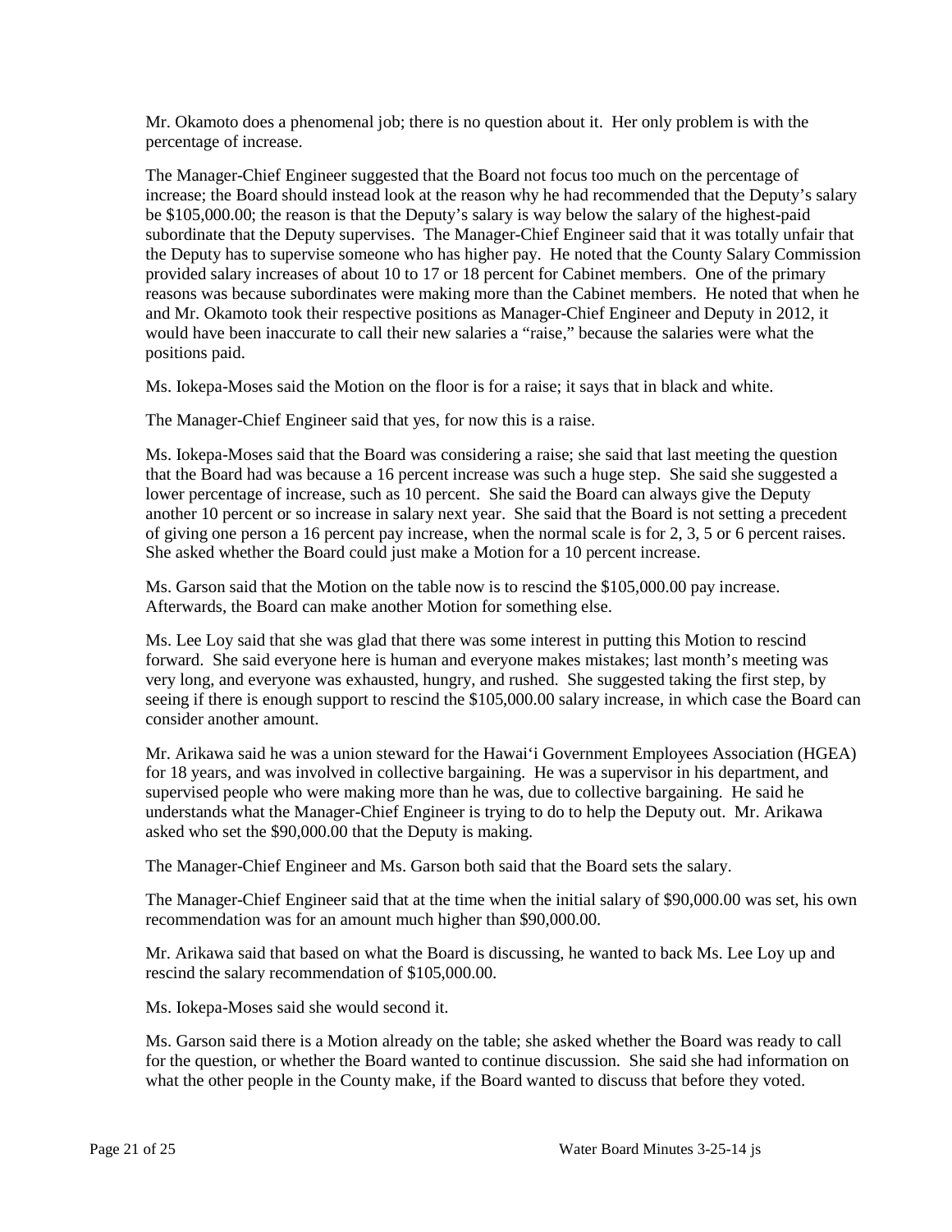Mr. Okamoto does a phenomenal job; there is no question about it. Her only problem is with the percentage of increase.

The Manager-Chief Engineer suggested that the Board not focus too much on the percentage of increase; the Board should instead look at the reason why he had recommended that the Deputy's salary be $105,000.00; the reason is that the Deputy's salary is way below the salary of the highest-paid subordinate that the Deputy supervises. The Manager-Chief Engineer said that it was totally unfair that the Deputy has to supervise someone who has higher pay. He noted that the County Salary Commission provided salary increases of about 10 to 17 or 18 percent for Cabinet members. One of the primary reasons was because subordinates were making more than the Cabinet members. He noted that when he and Mr. Okamoto took their respective positions as Manager-Chief Engineer and Deputy in 2012, it would have been inaccurate to call their new salaries a "raise," because the salaries were what the positions paid.

Ms. Iokepa-Moses said the Motion on the floor is for a raise; it says that in black and white.

The Manager-Chief Engineer said that yes, for now this is a raise.

Ms. Iokepa-Moses said that the Board was considering a raise; she said that last meeting the question that the Board had was because a 16 percent increase was such a huge step. She said she suggested a lower percentage of increase, such as 10 percent. She said the Board can always give the Deputy another 10 percent or so increase in salary next year. She said that the Board is not setting a precedent of giving one person a 16 percent pay increase, when the normal scale is for 2, 3, 5 or 6 percent raises. She asked whether the Board could just make a Motion for a 10 percent increase.

Ms. Garson said that the Motion on the table now is to rescind the $105,000.00 pay increase. Afterwards, the Board can make another Motion for something else.

Ms. Lee Loy said that she was glad that there was some interest in putting this Motion to rescind forward. She said everyone here is human and everyone makes mistakes; last month's meeting was very long, and everyone was exhausted, hungry, and rushed. She suggested taking the first step, by seeing if there is enough support to rescind the $105,000.00 salary increase, in which case the Board can consider another amount.

Mr. Arikawa said he was a union steward for the Hawai'i Government Employees Association (HGEA) for 18 years, and was involved in collective bargaining. He was a supervisor in his department, and supervised people who were making more than he was, due to collective bargaining. He said he understands what the Manager-Chief Engineer is trying to do to help the Deputy out. Mr. Arikawa asked who set the $90,000.00 that the Deputy is making.

The Manager-Chief Engineer and Ms. Garson both said that the Board sets the salary.

The Manager-Chief Engineer said that at the time when the initial salary of $90,000.00 was set, his own recommendation was for an amount much higher than $90,000.00.

Mr. Arikawa said that based on what the Board is discussing, he wanted to back Ms. Lee Loy up and rescind the salary recommendation of $105,000.00.

Ms. Iokepa-Moses said she would second it.

Ms. Garson said there is a Motion already on the table; she asked whether the Board was ready to call for the question, or whether the Board wanted to continue discussion. She said she had information on what the other people in the County make, if the Board wanted to discuss that before they voted.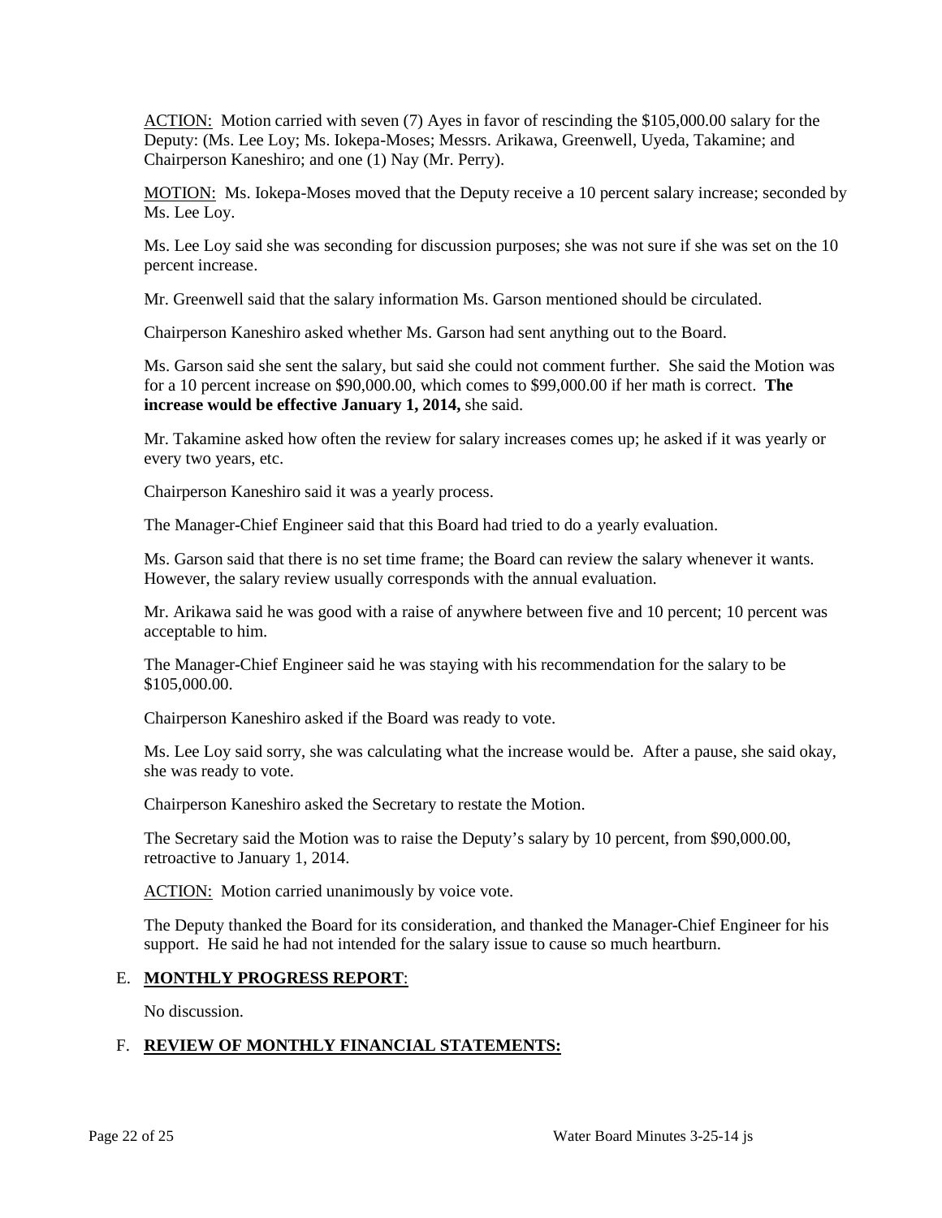ACTION: Motion carried with seven (7) Ayes in favor of rescinding the $105,000.00 salary for the Deputy: (Ms. Lee Loy; Ms. Iokepa-Moses; Messrs. Arikawa, Greenwell, Uyeda, Takamine; and Chairperson Kaneshiro; and one (1) Nay (Mr. Perry).

MOTION: Ms. Iokepa-Moses moved that the Deputy receive a 10 percent salary increase; seconded by Ms. Lee Loy.

Ms. Lee Loy said she was seconding for discussion purposes; she was not sure if she was set on the 10 percent increase.

Mr. Greenwell said that the salary information Ms. Garson mentioned should be circulated.

Chairperson Kaneshiro asked whether Ms. Garson had sent anything out to the Board.

Ms. Garson said she sent the salary, but said she could not comment further. She said the Motion was for a 10 percent increase on $90,000.00, which comes to $99,000.00 if her math is correct. **The increase would be effective January 1, 2014,** she said.

Mr. Takamine asked how often the review for salary increases comes up; he asked if it was yearly or every two years, etc.

Chairperson Kaneshiro said it was a yearly process.

The Manager-Chief Engineer said that this Board had tried to do a yearly evaluation.

Ms. Garson said that there is no set time frame; the Board can review the salary whenever it wants. However, the salary review usually corresponds with the annual evaluation.

Mr. Arikawa said he was good with a raise of anywhere between five and 10 percent; 10 percent was acceptable to him.

The Manager-Chief Engineer said he was staying with his recommendation for the salary to be $105,000.00.

Chairperson Kaneshiro asked if the Board was ready to vote.

Ms. Lee Loy said sorry, she was calculating what the increase would be. After a pause, she said okay, she was ready to vote.

Chairperson Kaneshiro asked the Secretary to restate the Motion.

The Secretary said the Motion was to raise the Deputy's salary by 10 percent, from $90,000.00, retroactive to January 1, 2014.

ACTION: Motion carried unanimously by voice vote.

The Deputy thanked the Board for its consideration, and thanked the Manager-Chief Engineer for his support. He said he had not intended for the salary issue to cause so much heartburn.

## E. **MONTHLY PROGRESS REPORT**:

No discussion.

## F. **REVIEW OF MONTHLY FINANCIAL STATEMENTS:**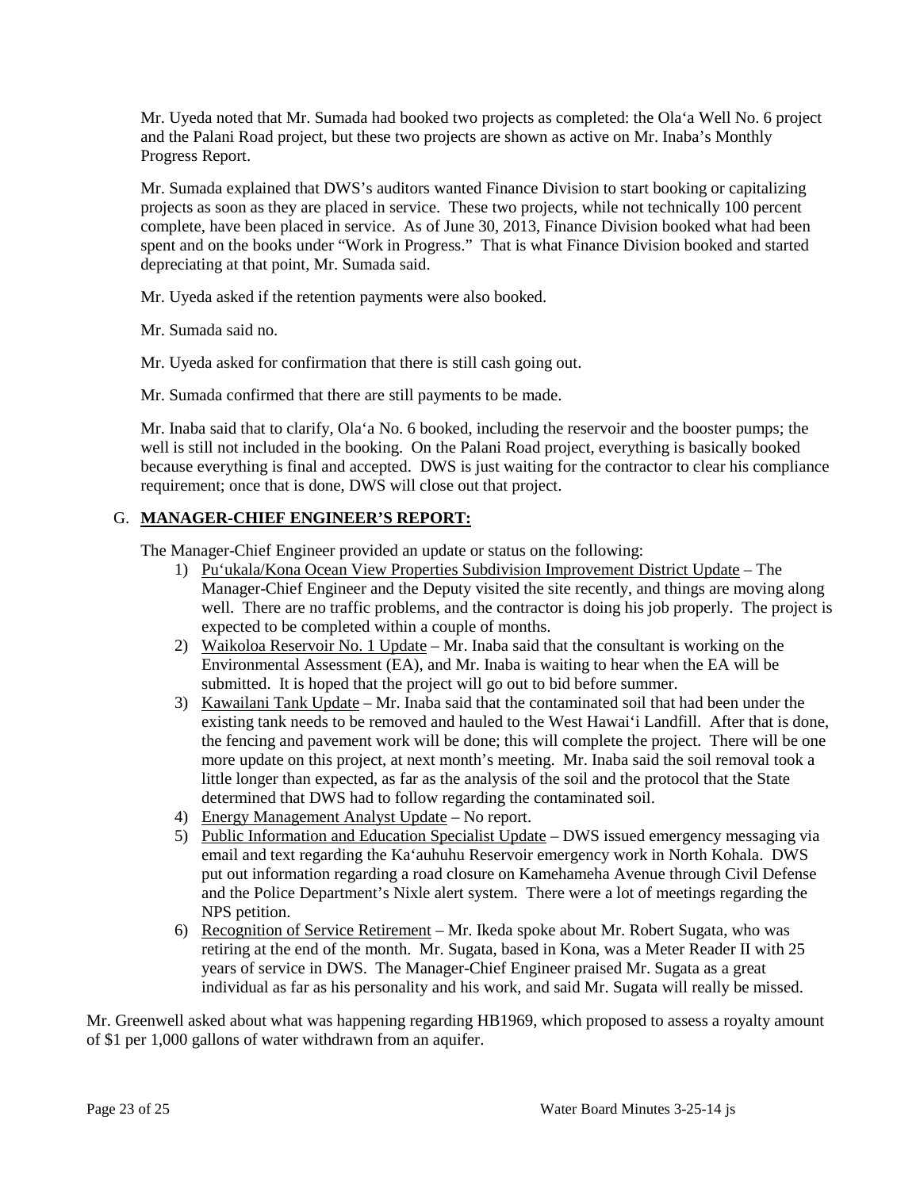Mr. Uyeda noted that Mr. Sumada had booked two projects as completed: the Ola'a Well No. 6 project and the Palani Road project, but these two projects are shown as active on Mr. Inaba's Monthly Progress Report.

Mr. Sumada explained that DWS's auditors wanted Finance Division to start booking or capitalizing projects as soon as they are placed in service. These two projects, while not technically 100 percent complete, have been placed in service. As of June 30, 2013, Finance Division booked what had been spent and on the books under "Work in Progress." That is what Finance Division booked and started depreciating at that point, Mr. Sumada said.

Mr. Uyeda asked if the retention payments were also booked.

Mr. Sumada said no.

Mr. Uyeda asked for confirmation that there is still cash going out.

Mr. Sumada confirmed that there are still payments to be made.

Mr. Inaba said that to clarify, Ola'a No. 6 booked, including the reservoir and the booster pumps; the well is still not included in the booking. On the Palani Road project, everything is basically booked because everything is final and accepted. DWS is just waiting for the contractor to clear his compliance requirement; once that is done, DWS will close out that project.

## G. MANAGER-CHIEF ENGINEER'S REPORT:

The Manager-Chief Engineer provided an update or status on the following:

1) Pu'ukala/Kona Ocean View Properties Subdivision Improvement District Update – The Manager-Chief Engineer and the Deputy visited the site recently, and things are moving along well. There are no traffic problems, and the contractor is doing his job properly. The project is expected to be completed within a couple of months.
2) Waikoloa Reservoir No. 1 Update – Mr. Inaba said that the consultant is working on the Environmental Assessment (EA), and Mr. Inaba is waiting to hear when the EA will be submitted. It is hoped that the project will go out to bid before summer.
3) Kawailani Tank Update – Mr. Inaba said that the contaminated soil that had been under the existing tank needs to be removed and hauled to the West Hawai'i Landfill. After that is done, the fencing and pavement work will be done; this will complete the project. There will be one more update on this project, at next month's meeting. Mr. Inaba said the soil removal took a little longer than expected, as far as the analysis of the soil and the protocol that the State determined that DWS had to follow regarding the contaminated soil.
4) Energy Management Analyst Update – No report.
5) Public Information and Education Specialist Update – DWS issued emergency messaging via email and text regarding the Ka'auhuhu Reservoir emergency work in North Kohala. DWS put out information regarding a road closure on Kamehameha Avenue through Civil Defense and the Police Department's Nixle alert system. There were a lot of meetings regarding the NPS petition.
6) Recognition of Service Retirement – Mr. Ikeda spoke about Mr. Robert Sugata, who was retiring at the end of the month. Mr. Sugata, based in Kona, was a Meter Reader II with 25 years of service in DWS. The Manager-Chief Engineer praised Mr. Sugata as a great individual as far as his personality and his work, and said Mr. Sugata will really be missed.

Mr. Greenwell asked about what was happening regarding HB1969, which proposed to assess a royalty amount of $1 per 1,000 gallons of water withdrawn from an aquifer.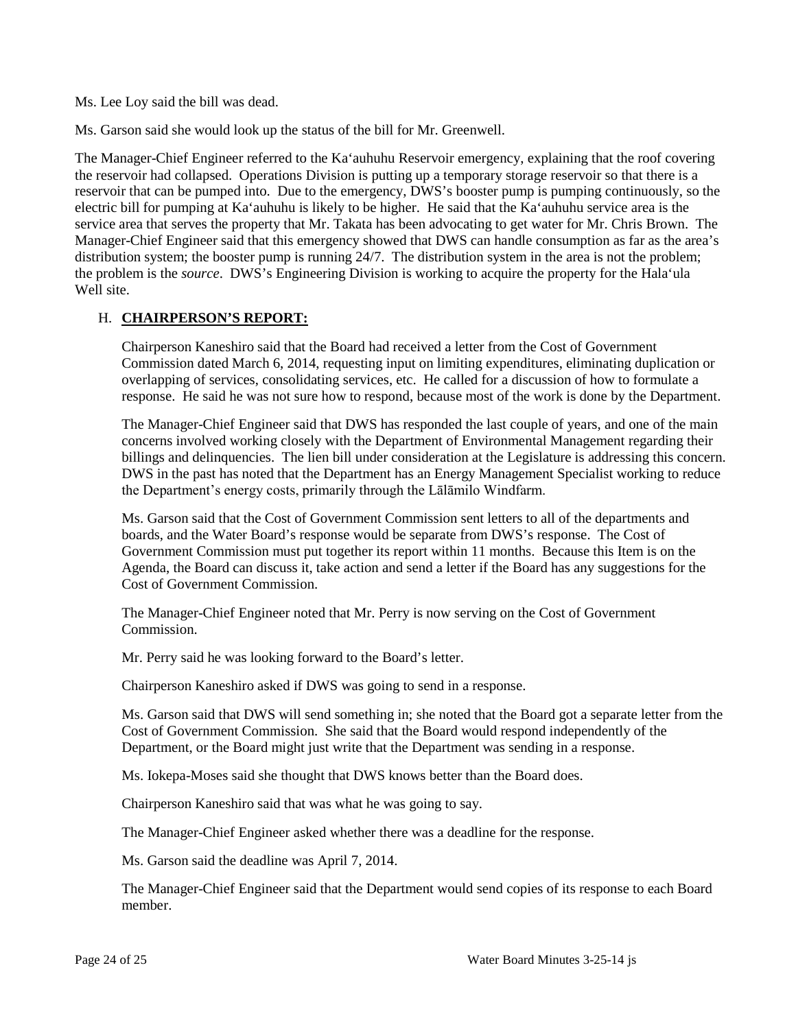Ms. Lee Loy said the bill was dead.

Ms. Garson said she would look up the status of the bill for Mr. Greenwell.

The Manager-Chief Engineer referred to the Ka'auhuhu Reservoir emergency, explaining that the roof covering the reservoir had collapsed. Operations Division is putting up a temporary storage reservoir so that there is a reservoir that can be pumped into. Due to the emergency, DWS's booster pump is pumping continuously, so the electric bill for pumping at Ka'auhuhu is likely to be higher. He said that the Ka'auhuhu service area is the service area that serves the property that Mr. Takata has been advocating to get water for Mr. Chris Brown. The Manager-Chief Engineer said that this emergency showed that DWS can handle consumption as far as the area's distribution system; the booster pump is running 24/7. The distribution system in the area is not the problem; the problem is the *source*. DWS's Engineering Division is working to acquire the property for the Hala'ula Well site.

H. **CHAIRPERSON'S REPORT:**

Chairperson Kaneshiro said that the Board had received a letter from the Cost of Government Commission dated March 6, 2014, requesting input on limiting expenditures, eliminating duplication or overlapping of services, consolidating services, etc. He called for a discussion of how to formulate a response. He said he was not sure how to respond, because most of the work is done by the Department.

The Manager-Chief Engineer said that DWS has responded the last couple of years, and one of the main concerns involved working closely with the Department of Environmental Management regarding their billings and delinquencies. The lien bill under consideration at the Legislature is addressing this concern. DWS in the past has noted that the Department has an Energy Management Specialist working to reduce the Department's energy costs, primarily through the Lālāmilo Windfarm.

Ms. Garson said that the Cost of Government Commission sent letters to all of the departments and boards, and the Water Board's response would be separate from DWS's response. The Cost of Government Commission must put together its report within 11 months. Because this Item is on the Agenda, the Board can discuss it, take action and send a letter if the Board has any suggestions for the Cost of Government Commission.

The Manager-Chief Engineer noted that Mr. Perry is now serving on the Cost of Government Commission.

Mr. Perry said he was looking forward to the Board's letter.

Chairperson Kaneshiro asked if DWS was going to send in a response.

Ms. Garson said that DWS will send something in; she noted that the Board got a separate letter from the Cost of Government Commission. She said that the Board would respond independently of the Department, or the Board might just write that the Department was sending in a response.

Ms. Iokepa-Moses said she thought that DWS knows better than the Board does.

Chairperson Kaneshiro said that was what he was going to say.

The Manager-Chief Engineer asked whether there was a deadline for the response.

Ms. Garson said the deadline was April 7, 2014.

The Manager-Chief Engineer said that the Department would send copies of its response to each Board member.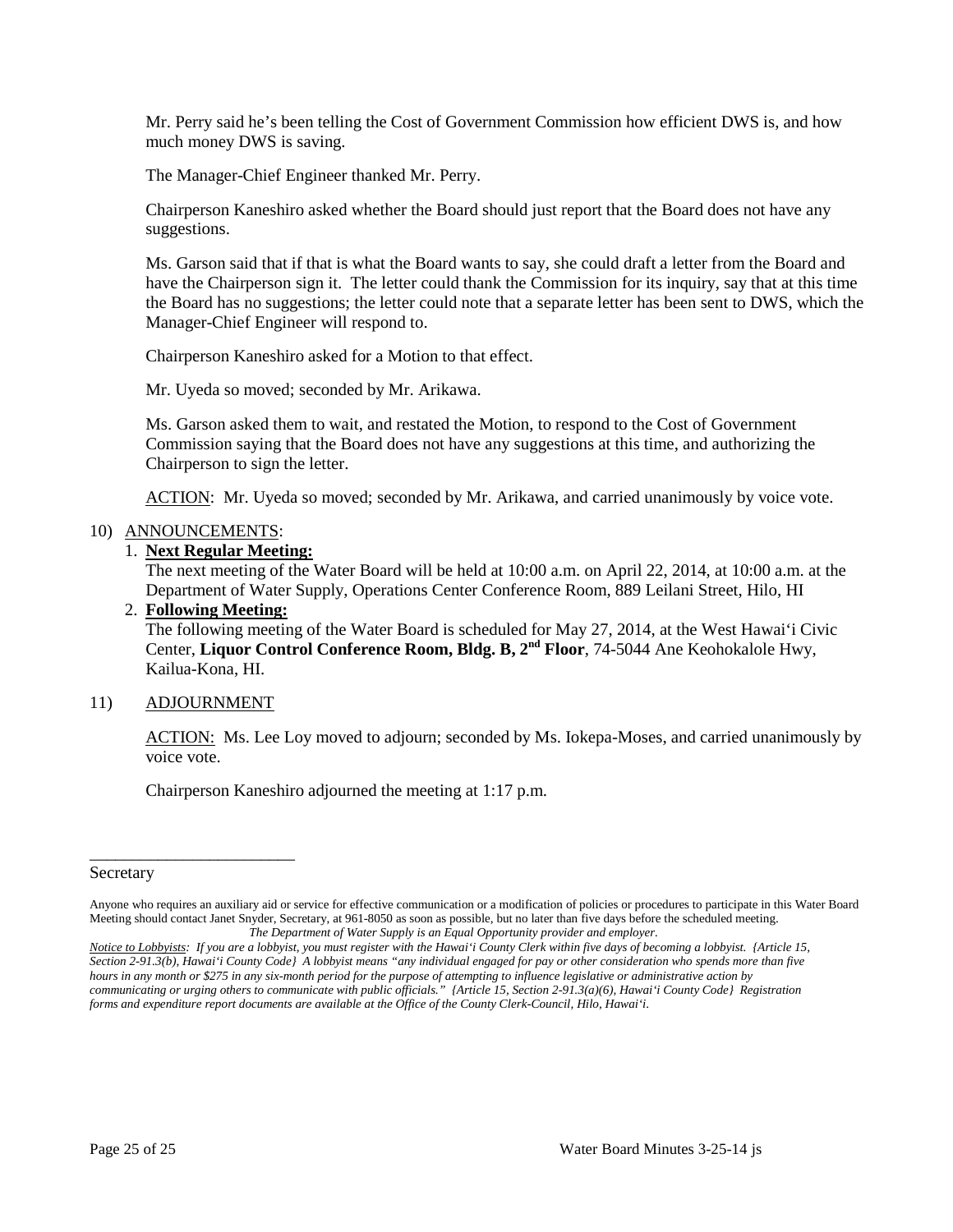Mr. Perry said he's been telling the Cost of Government Commission how efficient DWS is, and how much money DWS is saving.

The Manager-Chief Engineer thanked Mr. Perry.

Chairperson Kaneshiro asked whether the Board should just report that the Board does not have any suggestions.

Ms. Garson said that if that is what the Board wants to say, she could draft a letter from the Board and have the Chairperson sign it. The letter could thank the Commission for its inquiry, say that at this time the Board has no suggestions; the letter could note that a separate letter has been sent to DWS, which the Manager-Chief Engineer will respond to.

Chairperson Kaneshiro asked for a Motion to that effect.

Mr. Uyeda so moved; seconded by Mr. Arikawa.

Ms. Garson asked them to wait, and restated the Motion, to respond to the Cost of Government Commission saying that the Board does not have any suggestions at this time, and authorizing the Chairperson to sign the letter.

<u>ACTION</u>: Mr. Uyeda so moved; seconded by Mr. Arikawa, and carried unanimously by voice vote.

10) <u>ANNOUNCEMENTS</u>:

1. **<u>Next Regular Meeting:</u>**
   The next meeting of the Water Board will be held at 10:00 a.m. on April 22, 2014, at 10:00 a.m. at the Department of Water Supply, Operations Center Conference Room, 889 Leilani Street, Hilo, HI

2. **<u>Following Meeting:</u>**
   The following meeting of the Water Board is scheduled for May 27, 2014, at the West Hawai'i Civic Center, **Liquor Control Conference Room, Bldg. B, 2nd Floor**, 74-5044 Ane Keohokalole Hwy, Kailua-Kona, HI.

11) <u>ADJOURNMENT</u>

<u>ACTION:</u> Ms. Lee Loy moved to adjourn; seconded by Ms. Iokepa-Moses, and carried unanimously by voice vote.

Chairperson Kaneshiro adjourned the meeting at 1:17 p.m.

\_\_\_\_\_\_\_\_\_\_\_\_\_\_\_\_\_\_\_\_\_\_\_\_\_

Secretary

Anyone who requires an auxiliary aid or service for effective communication or a modification of policies or procedures to participate in this Water Board Meeting should contact Janet Snyder, Secretary, at 961-8050 as soon as possible, but no later than five days before the scheduled meeting.

*The Department of Water Supply is an Equal Opportunity provider and employer.*

*<u>Notice to Lobbyists</u>: If you are a lobbyist, you must register with the Hawai'i County Clerk within five days of becoming a lobbyist. {Article 15, Section 2-91.3(b), Hawai'i County Code} A lobbyist means "any individual engaged for pay or other consideration who spends more than five hours in any month or $275 in any six-month period for the purpose of attempting to influence legislative or administrative action by communicating or urging others to communicate with public officials." {Article 15, Section 2-91.3(a)(6), Hawai'i County Code} Registration forms and expenditure report documents are available at the Office of the County Clerk-Council, Hilo, Hawai'i.*